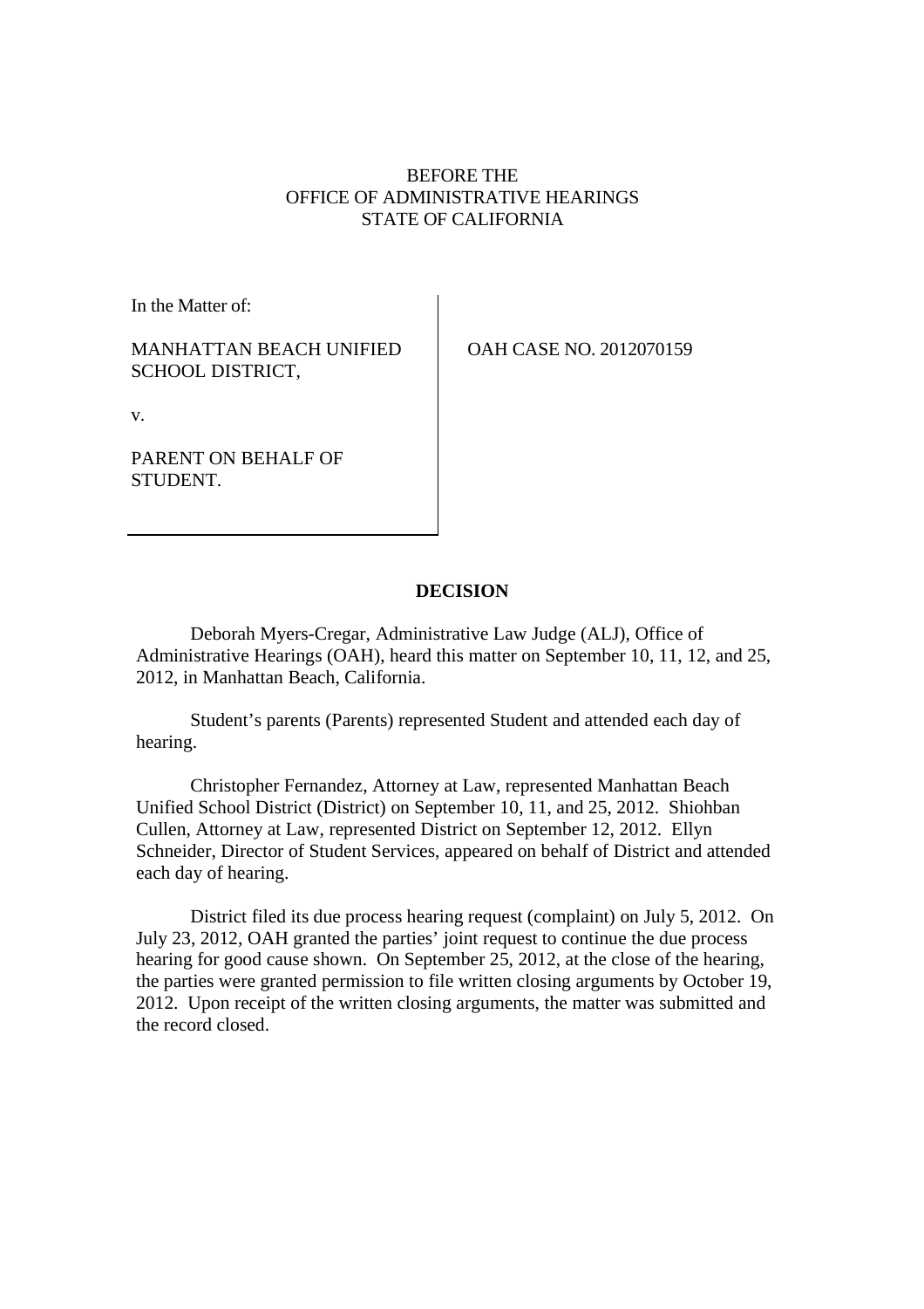BEFORE THE
OFFICE OF ADMINISTRATIVE HEARINGS
STATE OF CALIFORNIA

In the Matter of:

MANHATTAN BEACH UNIFIED SCHOOL DISTRICT,

v.

PARENT ON BEHALF OF STUDENT.

OAH CASE NO. 2012070159

**DECISION**

Deborah Myers-Cregar, Administrative Law Judge (ALJ), Office of Administrative Hearings (OAH), heard this matter on September 10, 11, 12, and 25, 2012, in Manhattan Beach, California.

Student's parents (Parents) represented Student and attended each day of hearing.

Christopher Fernandez, Attorney at Law, represented Manhattan Beach Unified School District (District) on September 10, 11, and 25, 2012. Shiohban Cullen, Attorney at Law, represented District on September 12, 2012. Ellyn Schneider, Director of Student Services, appeared on behalf of District and attended each day of hearing.

District filed its due process hearing request (complaint) on July 5, 2012. On July 23, 2012, OAH granted the parties' joint request to continue the due process hearing for good cause shown. On September 25, 2012, at the close of the hearing, the parties were granted permission to file written closing arguments by October 19, 2012. Upon receipt of the written closing arguments, the matter was submitted and the record closed.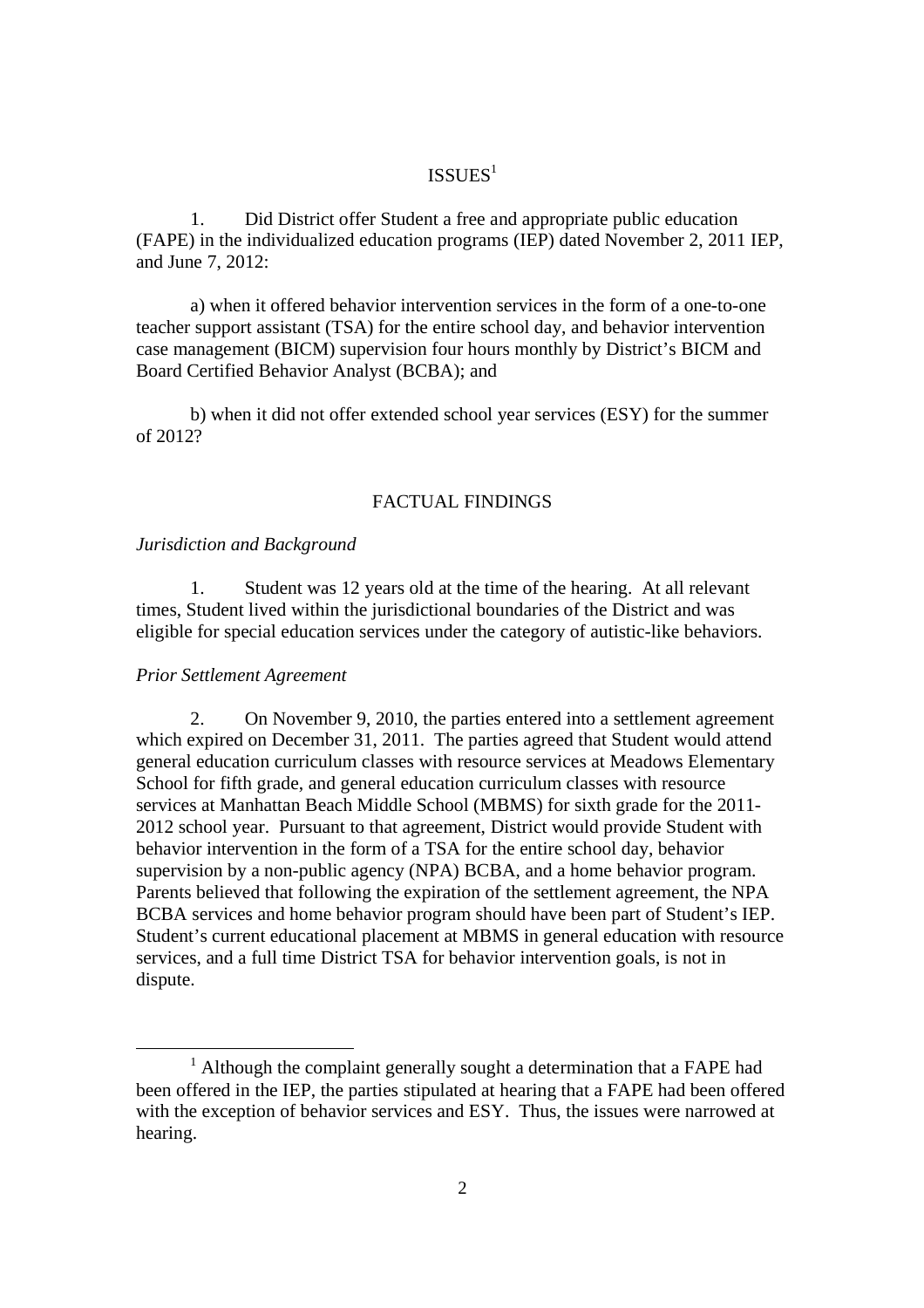## ISSUES[1]

1. Did District offer Student a free and appropriate public education (FAPE) in the individualized education programs (IEP) dated November 2, 2011 IEP, and June 7, 2012:

a) when it offered behavior intervention services in the form of a one-to-one teacher support assistant (TSA) for the entire school day, and behavior intervention case management (BICM) supervision four hours monthly by District's BICM and Board Certified Behavior Analyst (BCBA); and

b) when it did not offer extended school year services (ESY) for the summer of 2012?

## FACTUAL FINDINGS

*Jurisdiction and Background*

1. Student was 12 years old at the time of the hearing. At all relevant times, Student lived within the jurisdictional boundaries of the District and was eligible for special education services under the category of autistic-like behaviors.

*Prior Settlement Agreement*

2. On November 9, 2010, the parties entered into a settlement agreement which expired on December 31, 2011. The parties agreed that Student would attend general education curriculum classes with resource services at Meadows Elementary School for fifth grade, and general education curriculum classes with resource services at Manhattan Beach Middle School (MBMS) for sixth grade for the 2011-2012 school year. Pursuant to that agreement, District would provide Student with behavior intervention in the form of a TSA for the entire school day, behavior supervision by a non-public agency (NPA) BCBA, and a home behavior program. Parents believed that following the expiration of the settlement agreement, the NPA BCBA services and home behavior program should have been part of Student's IEP. Student's current educational placement at MBMS in general education with resource services, and a full time District TSA for behavior intervention goals, is not in dispute.

[1] Although the complaint generally sought a determination that a FAPE had been offered in the IEP, the parties stipulated at hearing that a FAPE had been offered with the exception of behavior services and ESY. Thus, the issues were narrowed at hearing.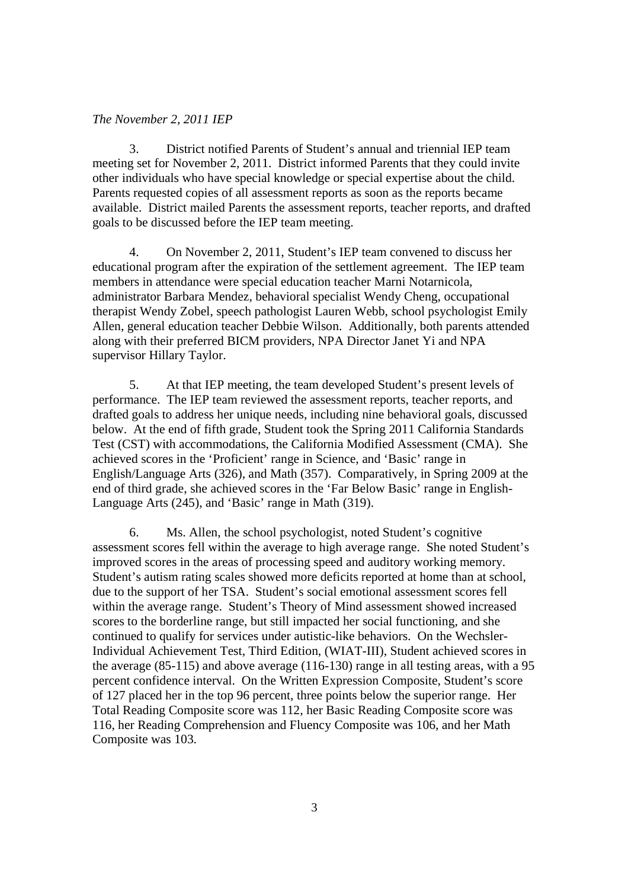*The November 2, 2011 IEP*

3. District notified Parents of Student's annual and triennial IEP team meeting set for November 2, 2011. District informed Parents that they could invite other individuals who have special knowledge or special expertise about the child. Parents requested copies of all assessment reports as soon as the reports became available. District mailed Parents the assessment reports, teacher reports, and drafted goals to be discussed before the IEP team meeting.

4. On November 2, 2011, Student's IEP team convened to discuss her educational program after the expiration of the settlement agreement. The IEP team members in attendance were special education teacher Marni Notarnicola, administrator Barbara Mendez, behavioral specialist Wendy Cheng, occupational therapist Wendy Zobel, speech pathologist Lauren Webb, school psychologist Emily Allen, general education teacher Debbie Wilson. Additionally, both parents attended along with their preferred BICM providers, NPA Director Janet Yi and NPA supervisor Hillary Taylor.

5. At that IEP meeting, the team developed Student's present levels of performance. The IEP team reviewed the assessment reports, teacher reports, and drafted goals to address her unique needs, including nine behavioral goals, discussed below. At the end of fifth grade, Student took the Spring 2011 California Standards Test (CST) with accommodations, the California Modified Assessment (CMA). She achieved scores in the 'Proficient' range in Science, and 'Basic' range in English/Language Arts (326), and Math (357). Comparatively, in Spring 2009 at the end of third grade, she achieved scores in the 'Far Below Basic' range in English-Language Arts (245), and 'Basic' range in Math (319).

6. Ms. Allen, the school psychologist, noted Student's cognitive assessment scores fell within the average to high average range. She noted Student's improved scores in the areas of processing speed and auditory working memory. Student's autism rating scales showed more deficits reported at home than at school, due to the support of her TSA. Student's social emotional assessment scores fell within the average range. Student's Theory of Mind assessment showed increased scores to the borderline range, but still impacted her social functioning, and she continued to qualify for services under autistic-like behaviors. On the Wechsler-Individual Achievement Test, Third Edition, (WIAT-III), Student achieved scores in the average (85-115) and above average (116-130) range in all testing areas, with a 95 percent confidence interval. On the Written Expression Composite, Student's score of 127 placed her in the top 96 percent, three points below the superior range. Her Total Reading Composite score was 112, her Basic Reading Composite score was 116, her Reading Comprehension and Fluency Composite was 106, and her Math Composite was 103.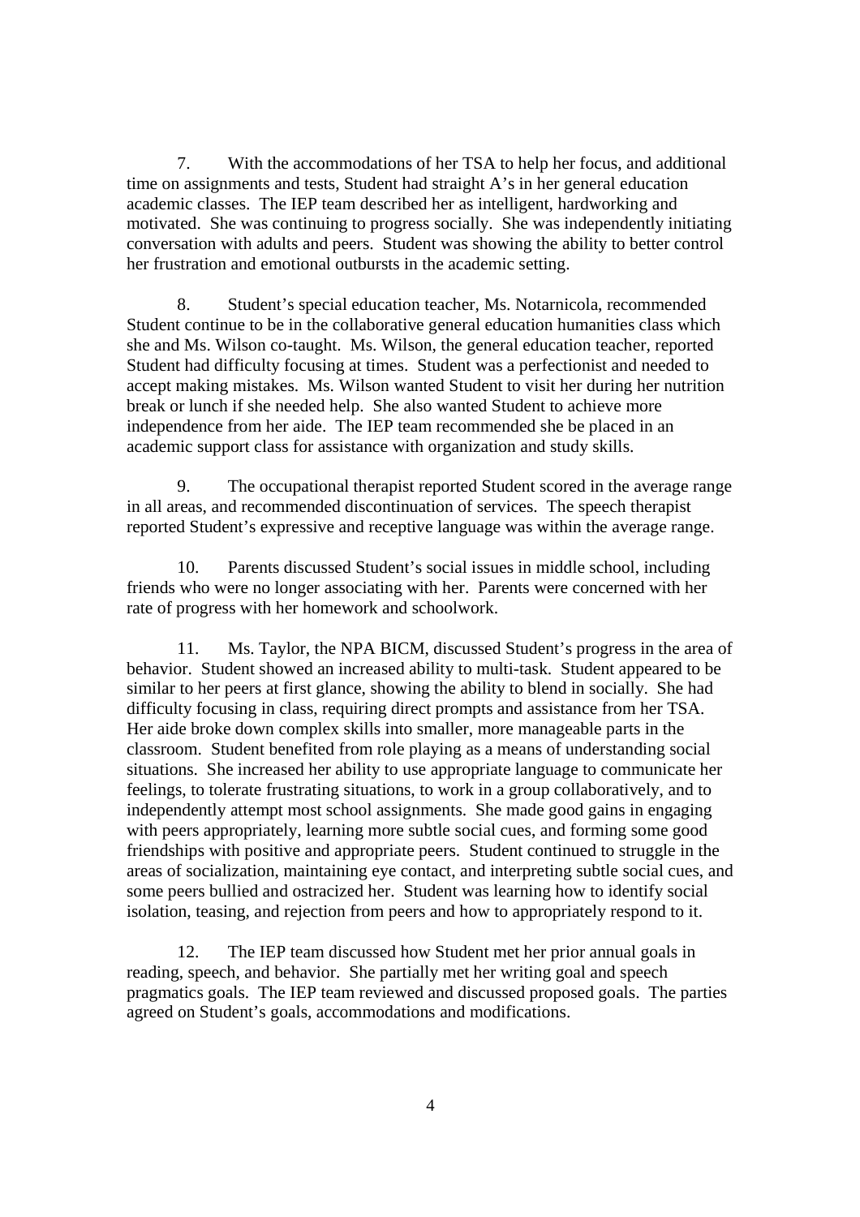7. With the accommodations of her TSA to help her focus, and additional time on assignments and tests, Student had straight A's in her general education academic classes. The IEP team described her as intelligent, hardworking and motivated. She was continuing to progress socially. She was independently initiating conversation with adults and peers. Student was showing the ability to better control her frustration and emotional outbursts in the academic setting.

8. Student's special education teacher, Ms. Notarnicola, recommended Student continue to be in the collaborative general education humanities class which she and Ms. Wilson co-taught. Ms. Wilson, the general education teacher, reported Student had difficulty focusing at times. Student was a perfectionist and needed to accept making mistakes. Ms. Wilson wanted Student to visit her during her nutrition break or lunch if she needed help. She also wanted Student to achieve more independence from her aide. The IEP team recommended she be placed in an academic support class for assistance with organization and study skills.

9. The occupational therapist reported Student scored in the average range in all areas, and recommended discontinuation of services. The speech therapist reported Student's expressive and receptive language was within the average range.

10. Parents discussed Student's social issues in middle school, including friends who were no longer associating with her. Parents were concerned with her rate of progress with her homework and schoolwork.

11. Ms. Taylor, the NPA BICM, discussed Student's progress in the area of behavior. Student showed an increased ability to multi-task. Student appeared to be similar to her peers at first glance, showing the ability to blend in socially. She had difficulty focusing in class, requiring direct prompts and assistance from her TSA. Her aide broke down complex skills into smaller, more manageable parts in the classroom. Student benefited from role playing as a means of understanding social situations. She increased her ability to use appropriate language to communicate her feelings, to tolerate frustrating situations, to work in a group collaboratively, and to independently attempt most school assignments. She made good gains in engaging with peers appropriately, learning more subtle social cues, and forming some good friendships with positive and appropriate peers. Student continued to struggle in the areas of socialization, maintaining eye contact, and interpreting subtle social cues, and some peers bullied and ostracized her. Student was learning how to identify social isolation, teasing, and rejection from peers and how to appropriately respond to it.

12. The IEP team discussed how Student met her prior annual goals in reading, speech, and behavior. She partially met her writing goal and speech pragmatics goals. The IEP team reviewed and discussed proposed goals. The parties agreed on Student's goals, accommodations and modifications.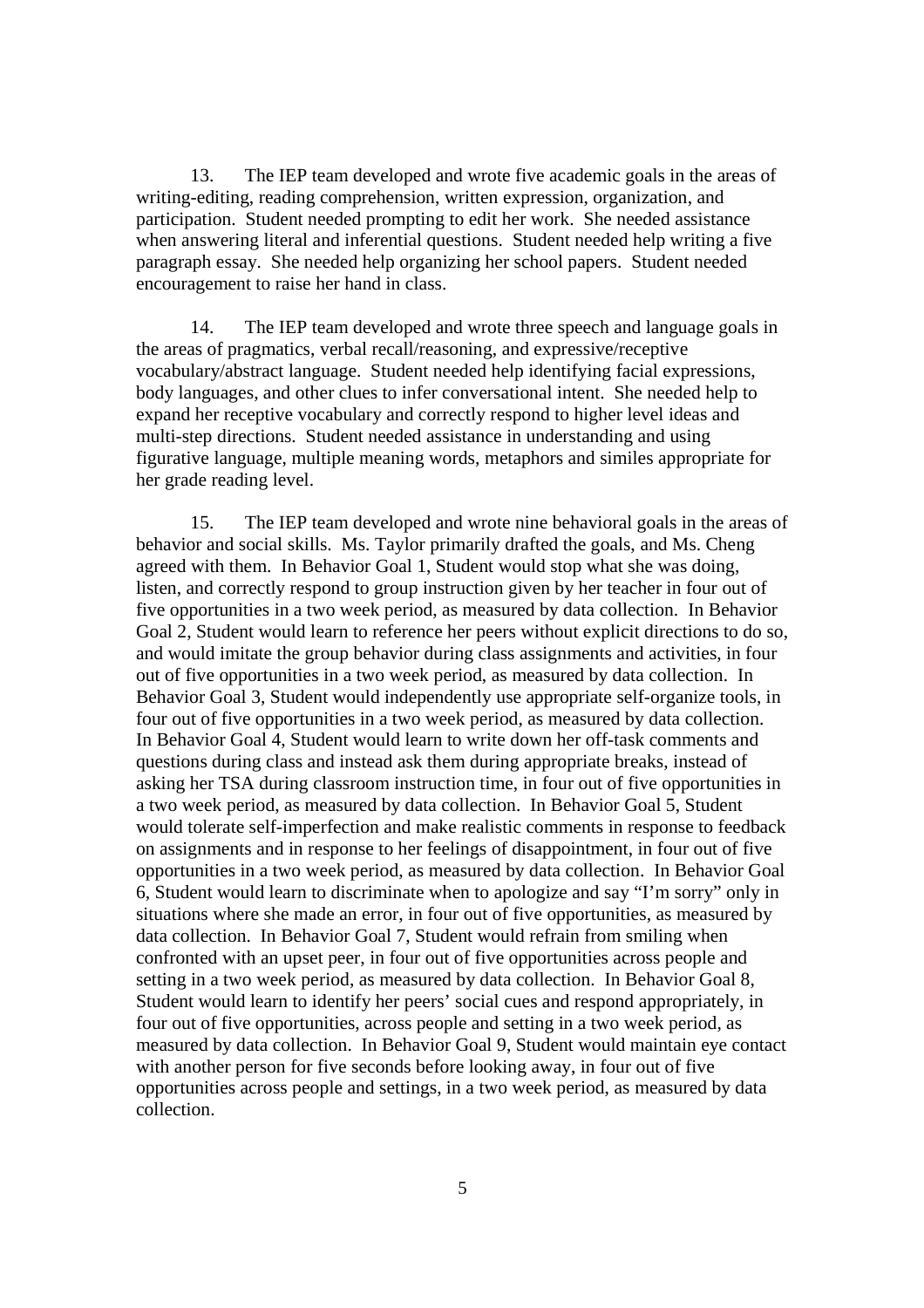13. The IEP team developed and wrote five academic goals in the areas of writing-editing, reading comprehension, written expression, organization, and participation. Student needed prompting to edit her work. She needed assistance when answering literal and inferential questions. Student needed help writing a five paragraph essay. She needed help organizing her school papers. Student needed encouragement to raise her hand in class.

14. The IEP team developed and wrote three speech and language goals in the areas of pragmatics, verbal recall/reasoning, and expressive/receptive vocabulary/abstract language. Student needed help identifying facial expressions, body languages, and other clues to infer conversational intent. She needed help to expand her receptive vocabulary and correctly respond to higher level ideas and multi-step directions. Student needed assistance in understanding and using figurative language, multiple meaning words, metaphors and similes appropriate for her grade reading level.

15. The IEP team developed and wrote nine behavioral goals in the areas of behavior and social skills. Ms. Taylor primarily drafted the goals, and Ms. Cheng agreed with them. In Behavior Goal 1, Student would stop what she was doing, listen, and correctly respond to group instruction given by her teacher in four out of five opportunities in a two week period, as measured by data collection. In Behavior Goal 2, Student would learn to reference her peers without explicit directions to do so, and would imitate the group behavior during class assignments and activities, in four out of five opportunities in a two week period, as measured by data collection. In Behavior Goal 3, Student would independently use appropriate self-organize tools, in four out of five opportunities in a two week period, as measured by data collection. In Behavior Goal 4, Student would learn to write down her off-task comments and questions during class and instead ask them during appropriate breaks, instead of asking her TSA during classroom instruction time, in four out of five opportunities in a two week period, as measured by data collection. In Behavior Goal 5, Student would tolerate self-imperfection and make realistic comments in response to feedback on assignments and in response to her feelings of disappointment, in four out of five opportunities in a two week period, as measured by data collection. In Behavior Goal 6, Student would learn to discriminate when to apologize and say "I'm sorry" only in situations where she made an error, in four out of five opportunities, as measured by data collection. In Behavior Goal 7, Student would refrain from smiling when confronted with an upset peer, in four out of five opportunities across people and setting in a two week period, as measured by data collection. In Behavior Goal 8, Student would learn to identify her peers' social cues and respond appropriately, in four out of five opportunities, across people and setting in a two week period, as measured by data collection. In Behavior Goal 9, Student would maintain eye contact with another person for five seconds before looking away, in four out of five opportunities across people and settings, in a two week period, as measured by data collection.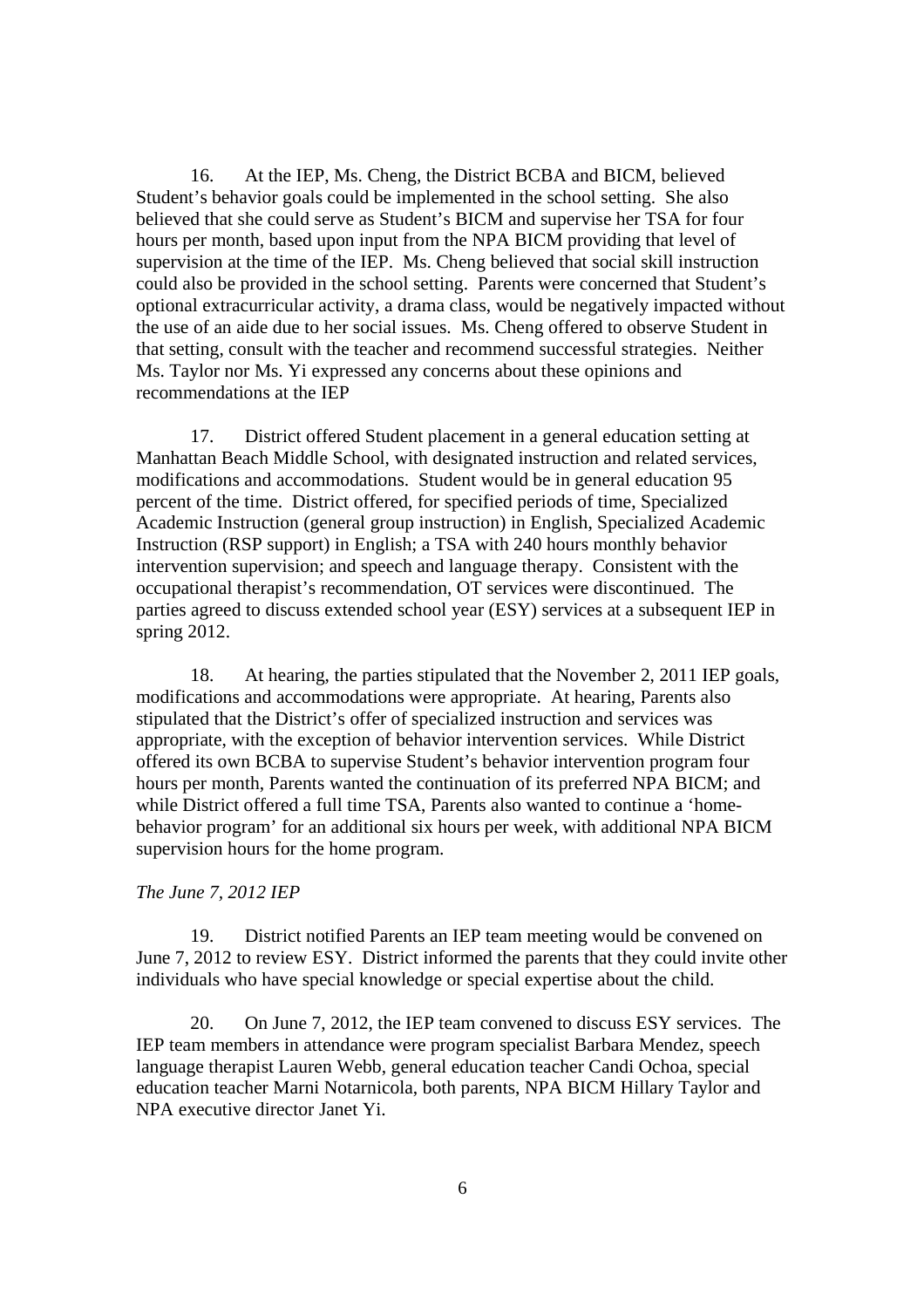16. At the IEP, Ms. Cheng, the District BCBA and BICM, believed Student's behavior goals could be implemented in the school setting. She also believed that she could serve as Student's BICM and supervise her TSA for four hours per month, based upon input from the NPA BICM providing that level of supervision at the time of the IEP. Ms. Cheng believed that social skill instruction could also be provided in the school setting. Parents were concerned that Student's optional extracurricular activity, a drama class, would be negatively impacted without the use of an aide due to her social issues. Ms. Cheng offered to observe Student in that setting, consult with the teacher and recommend successful strategies. Neither Ms. Taylor nor Ms. Yi expressed any concerns about these opinions and recommendations at the IEP

17. District offered Student placement in a general education setting at Manhattan Beach Middle School, with designated instruction and related services, modifications and accommodations. Student would be in general education 95 percent of the time. District offered, for specified periods of time, Specialized Academic Instruction (general group instruction) in English, Specialized Academic Instruction (RSP support) in English; a TSA with 240 hours monthly behavior intervention supervision; and speech and language therapy. Consistent with the occupational therapist's recommendation, OT services were discontinued. The parties agreed to discuss extended school year (ESY) services at a subsequent IEP in spring 2012.

18. At hearing, the parties stipulated that the November 2, 2011 IEP goals, modifications and accommodations were appropriate. At hearing, Parents also stipulated that the District's offer of specialized instruction and services was appropriate, with the exception of behavior intervention services. While District offered its own BCBA to supervise Student's behavior intervention program four hours per month, Parents wanted the continuation of its preferred NPA BICM; and while District offered a full time TSA, Parents also wanted to continue a 'home-behavior program' for an additional six hours per week, with additional NPA BICM supervision hours for the home program.

*The June 7, 2012 IEP*

19. District notified Parents an IEP team meeting would be convened on June 7, 2012 to review ESY. District informed the parents that they could invite other individuals who have special knowledge or special expertise about the child.

20. On June 7, 2012, the IEP team convened to discuss ESY services. The IEP team members in attendance were program specialist Barbara Mendez, speech language therapist Lauren Webb, general education teacher Candi Ochoa, special education teacher Marni Notarnicola, both parents, NPA BICM Hillary Taylor and NPA executive director Janet Yi.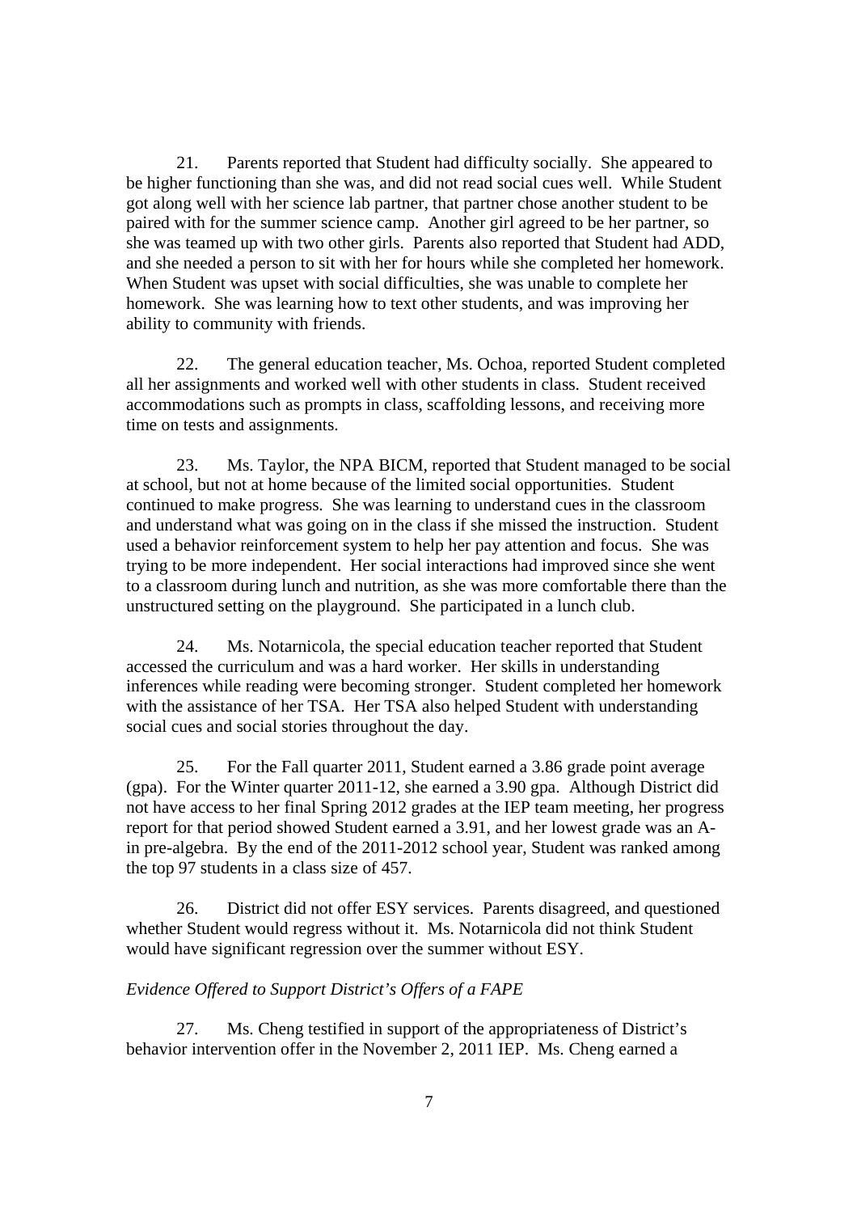21. Parents reported that Student had difficulty socially. She appeared to be higher functioning than she was, and did not read social cues well. While Student got along well with her science lab partner, that partner chose another student to be paired with for the summer science camp. Another girl agreed to be her partner, so she was teamed up with two other girls. Parents also reported that Student had ADD, and she needed a person to sit with her for hours while she completed her homework. When Student was upset with social difficulties, she was unable to complete her homework. She was learning how to text other students, and was improving her ability to community with friends.

22. The general education teacher, Ms. Ochoa, reported Student completed all her assignments and worked well with other students in class. Student received accommodations such as prompts in class, scaffolding lessons, and receiving more time on tests and assignments.

23. Ms. Taylor, the NPA BICM, reported that Student managed to be social at school, but not at home because of the limited social opportunities. Student continued to make progress. She was learning to understand cues in the classroom and understand what was going on in the class if she missed the instruction. Student used a behavior reinforcement system to help her pay attention and focus. She was trying to be more independent. Her social interactions had improved since she went to a classroom during lunch and nutrition, as she was more comfortable there than the unstructured setting on the playground. She participated in a lunch club.

24. Ms. Notarnicola, the special education teacher reported that Student accessed the curriculum and was a hard worker. Her skills in understanding inferences while reading were becoming stronger. Student completed her homework with the assistance of her TSA. Her TSA also helped Student with understanding social cues and social stories throughout the day.

25. For the Fall quarter 2011, Student earned a 3.86 grade point average (gpa). For the Winter quarter 2011-12, she earned a 3.90 gpa. Although District did not have access to her final Spring 2012 grades at the IEP team meeting, her progress report for that period showed Student earned a 3.91, and her lowest grade was an A- in pre-algebra. By the end of the 2011-2012 school year, Student was ranked among the top 97 students in a class size of 457.

26. District did not offer ESY services. Parents disagreed, and questioned whether Student would regress without it. Ms. Notarnicola did not think Student would have significant regression over the summer without ESY.

*Evidence Offered to Support District's Offers of a FAPE*

27. Ms. Cheng testified in support of the appropriateness of District's behavior intervention offer in the November 2, 2011 IEP. Ms. Cheng earned a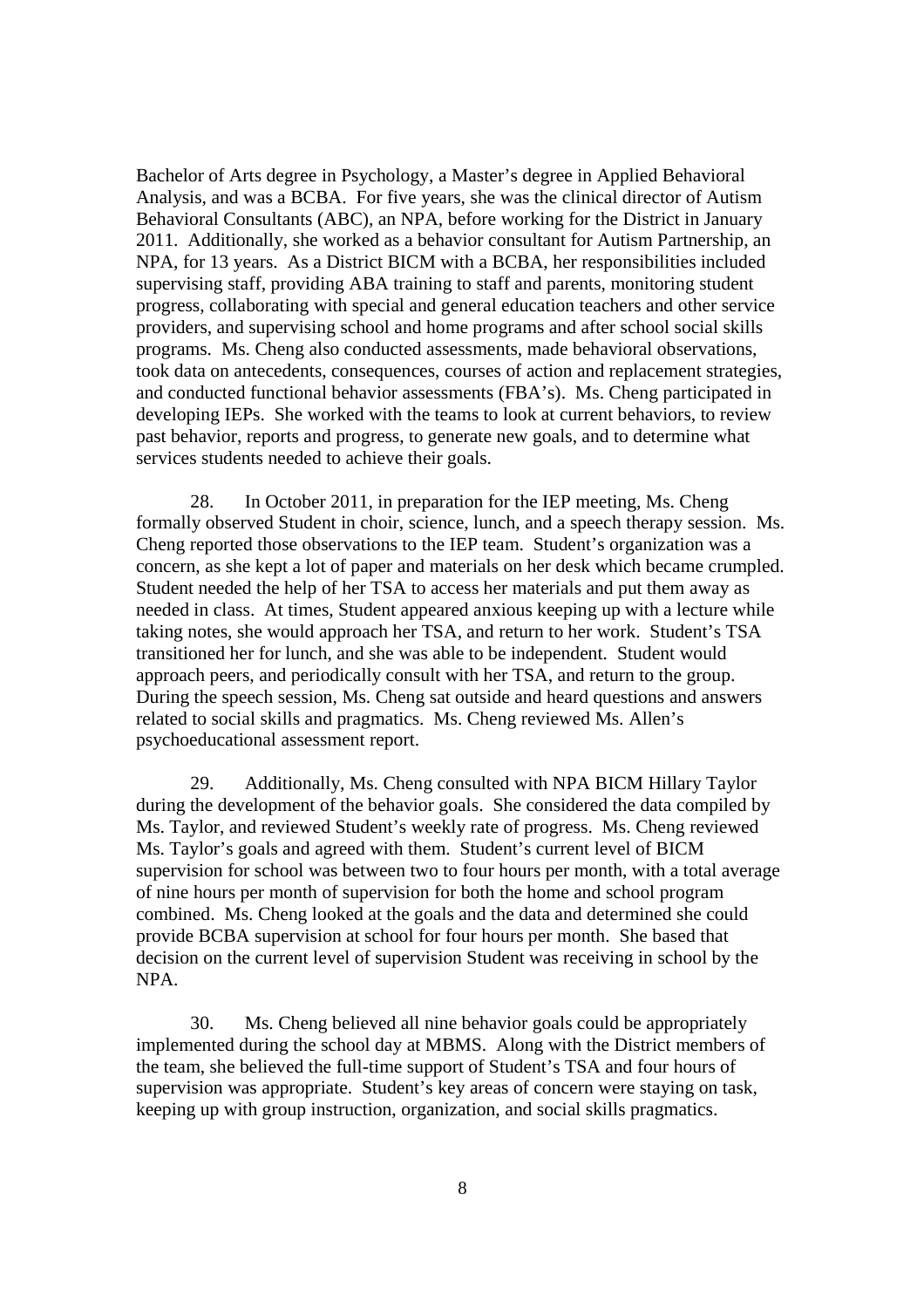Bachelor of Arts degree in Psychology, a Master's degree in Applied Behavioral Analysis, and was a BCBA. For five years, she was the clinical director of Autism Behavioral Consultants (ABC), an NPA, before working for the District in January 2011. Additionally, she worked as a behavior consultant for Autism Partnership, an NPA, for 13 years. As a District BICM with a BCBA, her responsibilities included supervising staff, providing ABA training to staff and parents, monitoring student progress, collaborating with special and general education teachers and other service providers, and supervising school and home programs and after school social skills programs. Ms. Cheng also conducted assessments, made behavioral observations, took data on antecedents, consequences, courses of action and replacement strategies, and conducted functional behavior assessments (FBA's). Ms. Cheng participated in developing IEPs. She worked with the teams to look at current behaviors, to review past behavior, reports and progress, to generate new goals, and to determine what services students needed to achieve their goals.

28. In October 2011, in preparation for the IEP meeting, Ms. Cheng formally observed Student in choir, science, lunch, and a speech therapy session. Ms. Cheng reported those observations to the IEP team. Student's organization was a concern, as she kept a lot of paper and materials on her desk which became crumpled. Student needed the help of her TSA to access her materials and put them away as needed in class. At times, Student appeared anxious keeping up with a lecture while taking notes, she would approach her TSA, and return to her work. Student's TSA transitioned her for lunch, and she was able to be independent. Student would approach peers, and periodically consult with her TSA, and return to the group. During the speech session, Ms. Cheng sat outside and heard questions and answers related to social skills and pragmatics. Ms. Cheng reviewed Ms. Allen's psychoeducational assessment report.

29. Additionally, Ms. Cheng consulted with NPA BICM Hillary Taylor during the development of the behavior goals. She considered the data compiled by Ms. Taylor, and reviewed Student's weekly rate of progress. Ms. Cheng reviewed Ms. Taylor's goals and agreed with them. Student's current level of BICM supervision for school was between two to four hours per month, with a total average of nine hours per month of supervision for both the home and school program combined. Ms. Cheng looked at the goals and the data and determined she could provide BCBA supervision at school for four hours per month. She based that decision on the current level of supervision Student was receiving in school by the NPA.

30. Ms. Cheng believed all nine behavior goals could be appropriately implemented during the school day at MBMS. Along with the District members of the team, she believed the full-time support of Student's TSA and four hours of supervision was appropriate. Student's key areas of concern were staying on task, keeping up with group instruction, organization, and social skills pragmatics.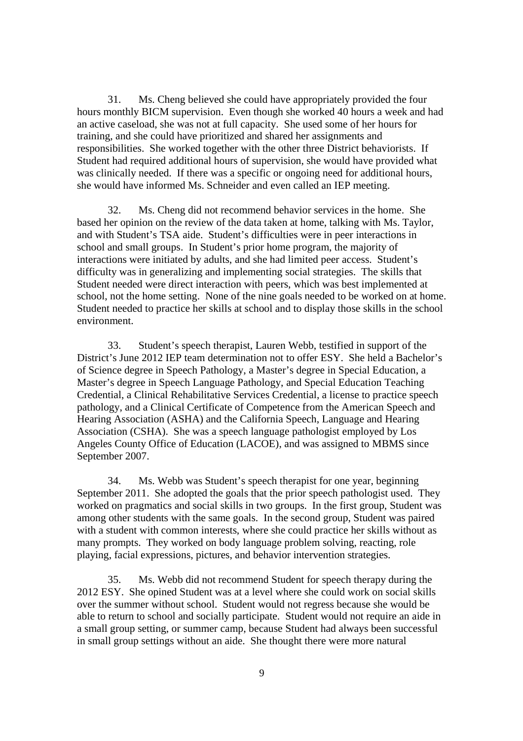31. Ms. Cheng believed she could have appropriately provided the four hours monthly BICM supervision. Even though she worked 40 hours a week and had an active caseload, she was not at full capacity. She used some of her hours for training, and she could have prioritized and shared her assignments and responsibilities. She worked together with the other three District behaviorists. If Student had required additional hours of supervision, she would have provided what was clinically needed. If there was a specific or ongoing need for additional hours, she would have informed Ms. Schneider and even called an IEP meeting.

32. Ms. Cheng did not recommend behavior services in the home. She based her opinion on the review of the data taken at home, talking with Ms. Taylor, and with Student's TSA aide. Student's difficulties were in peer interactions in school and small groups. In Student's prior home program, the majority of interactions were initiated by adults, and she had limited peer access. Student's difficulty was in generalizing and implementing social strategies. The skills that Student needed were direct interaction with peers, which was best implemented at school, not the home setting. None of the nine goals needed to be worked on at home. Student needed to practice her skills at school and to display those skills in the school environment.

33. Student's speech therapist, Lauren Webb, testified in support of the District's June 2012 IEP team determination not to offer ESY. She held a Bachelor's of Science degree in Speech Pathology, a Master's degree in Special Education, a Master's degree in Speech Language Pathology, and Special Education Teaching Credential, a Clinical Rehabilitative Services Credential, a license to practice speech pathology, and a Clinical Certificate of Competence from the American Speech and Hearing Association (ASHA) and the California Speech, Language and Hearing Association (CSHA). She was a speech language pathologist employed by Los Angeles County Office of Education (LACOE), and was assigned to MBMS since September 2007.

34. Ms. Webb was Student's speech therapist for one year, beginning September 2011. She adopted the goals that the prior speech pathologist used. They worked on pragmatics and social skills in two groups. In the first group, Student was among other students with the same goals. In the second group, Student was paired with a student with common interests, where she could practice her skills without as many prompts. They worked on body language problem solving, reacting, role playing, facial expressions, pictures, and behavior intervention strategies.

35. Ms. Webb did not recommend Student for speech therapy during the 2012 ESY. She opined Student was at a level where she could work on social skills over the summer without school. Student would not regress because she would be able to return to school and socially participate. Student would not require an aide in a small group setting, or summer camp, because Student had always been successful in small group settings without an aide. She thought there were more natural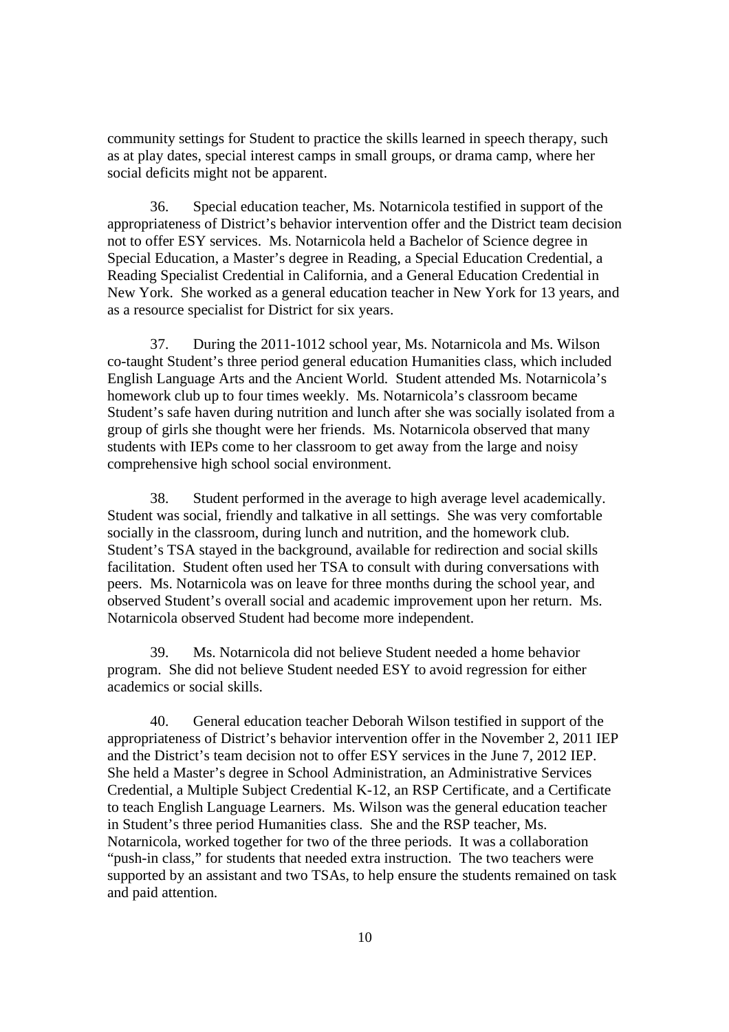community settings for Student to practice the skills learned in speech therapy, such as at play dates, special interest camps in small groups, or drama camp, where her social deficits might not be apparent.

36. Special education teacher, Ms. Notarnicola testified in support of the appropriateness of District's behavior intervention offer and the District team decision not to offer ESY services. Ms. Notarnicola held a Bachelor of Science degree in Special Education, a Master's degree in Reading, a Special Education Credential, a Reading Specialist Credential in California, and a General Education Credential in New York. She worked as a general education teacher in New York for 13 years, and as a resource specialist for District for six years.

37. During the 2011-1012 school year, Ms. Notarnicola and Ms. Wilson co-taught Student's three period general education Humanities class, which included English Language Arts and the Ancient World. Student attended Ms. Notarnicola's homework club up to four times weekly. Ms. Notarnicola's classroom became Student's safe haven during nutrition and lunch after she was socially isolated from a group of girls she thought were her friends. Ms. Notarnicola observed that many students with IEPs come to her classroom to get away from the large and noisy comprehensive high school social environment.

38. Student performed in the average to high average level academically. Student was social, friendly and talkative in all settings. She was very comfortable socially in the classroom, during lunch and nutrition, and the homework club. Student's TSA stayed in the background, available for redirection and social skills facilitation. Student often used her TSA to consult with during conversations with peers. Ms. Notarnicola was on leave for three months during the school year, and observed Student's overall social and academic improvement upon her return. Ms. Notarnicola observed Student had become more independent.

39. Ms. Notarnicola did not believe Student needed a home behavior program. She did not believe Student needed ESY to avoid regression for either academics or social skills.

40. General education teacher Deborah Wilson testified in support of the appropriateness of District's behavior intervention offer in the November 2, 2011 IEP and the District's team decision not to offer ESY services in the June 7, 2012 IEP. She held a Master's degree in School Administration, an Administrative Services Credential, a Multiple Subject Credential K-12, an RSP Certificate, and a Certificate to teach English Language Learners. Ms. Wilson was the general education teacher in Student's three period Humanities class. She and the RSP teacher, Ms. Notarnicola, worked together for two of the three periods. It was a collaboration "push-in class," for students that needed extra instruction. The two teachers were supported by an assistant and two TSAs, to help ensure the students remained on task and paid attention.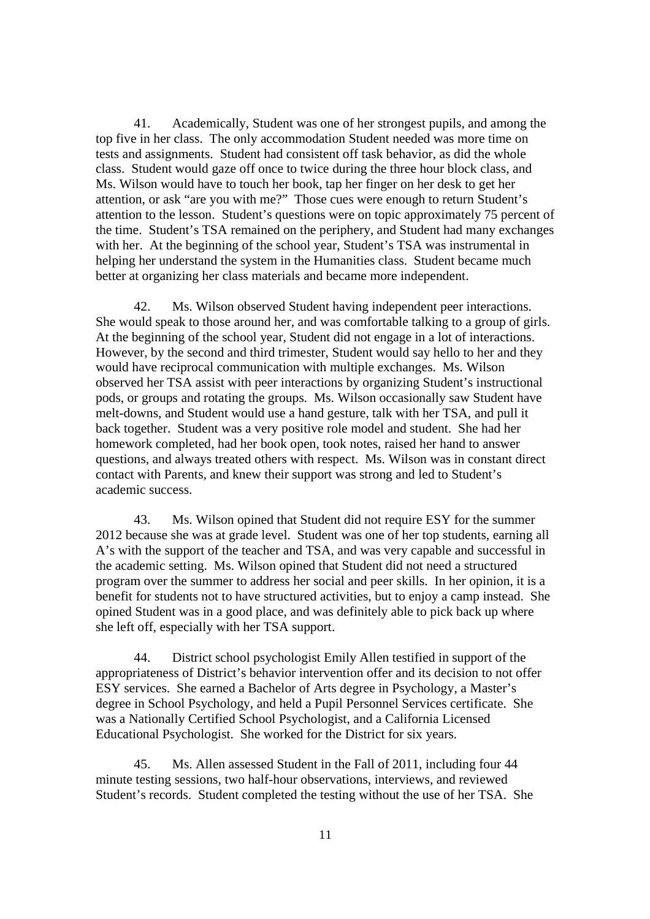41. Academically, Student was one of her strongest pupils, and among the top five in her class. The only accommodation Student needed was more time on tests and assignments. Student had consistent off task behavior, as did the whole class. Student would gaze off once to twice during the three hour block class, and Ms. Wilson would have to touch her book, tap her finger on her desk to get her attention, or ask "are you with me?" Those cues were enough to return Student's attention to the lesson. Student's questions were on topic approximately 75 percent of the time. Student's TSA remained on the periphery, and Student had many exchanges with her. At the beginning of the school year, Student's TSA was instrumental in helping her understand the system in the Humanities class. Student became much better at organizing her class materials and became more independent.

42. Ms. Wilson observed Student having independent peer interactions. She would speak to those around her, and was comfortable talking to a group of girls. At the beginning of the school year, Student did not engage in a lot of interactions. However, by the second and third trimester, Student would say hello to her and they would have reciprocal communication with multiple exchanges. Ms. Wilson observed her TSA assist with peer interactions by organizing Student's instructional pods, or groups and rotating the groups. Ms. Wilson occasionally saw Student have melt-downs, and Student would use a hand gesture, talk with her TSA, and pull it back together. Student was a very positive role model and student. She had her homework completed, had her book open, took notes, raised her hand to answer questions, and always treated others with respect. Ms. Wilson was in constant direct contact with Parents, and knew their support was strong and led to Student's academic success.

43. Ms. Wilson opined that Student did not require ESY for the summer 2012 because she was at grade level. Student was one of her top students, earning all A's with the support of the teacher and TSA, and was very capable and successful in the academic setting. Ms. Wilson opined that Student did not need a structured program over the summer to address her social and peer skills. In her opinion, it is a benefit for students not to have structured activities, but to enjoy a camp instead. She opined Student was in a good place, and was definitely able to pick back up where she left off, especially with her TSA support.

44. District school psychologist Emily Allen testified in support of the appropriateness of District's behavior intervention offer and its decision to not offer ESY services. She earned a Bachelor of Arts degree in Psychology, a Master's degree in School Psychology, and held a Pupil Personnel Services certificate. She was a Nationally Certified School Psychologist, and a California Licensed Educational Psychologist. She worked for the District for six years.

45. Ms. Allen assessed Student in the Fall of 2011, including four 44 minute testing sessions, two half-hour observations, interviews, and reviewed Student's records. Student completed the testing without the use of her TSA. She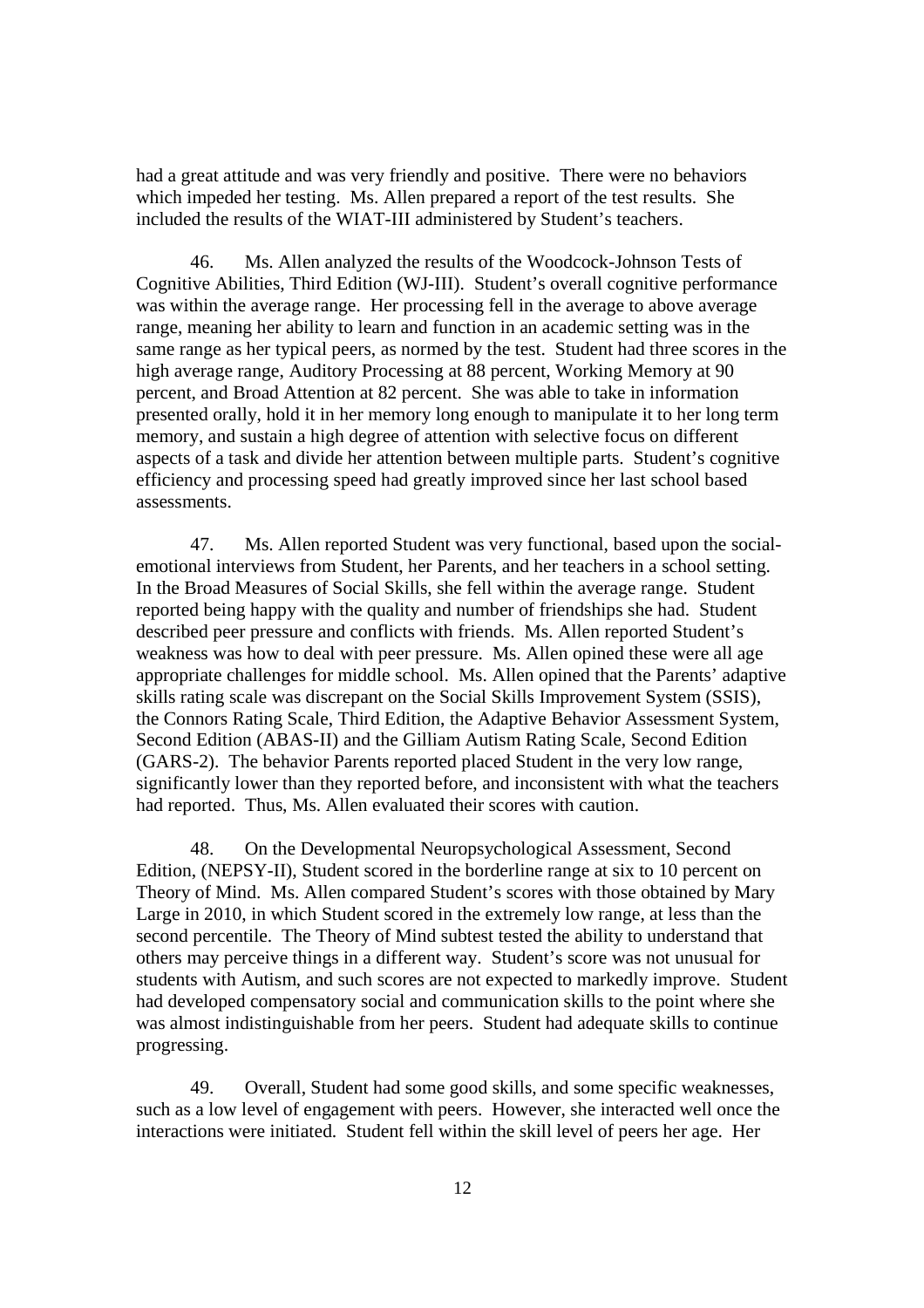had a great attitude and was very friendly and positive. There were no behaviors which impeded her testing. Ms. Allen prepared a report of the test results. She included the results of the WIAT-III administered by Student's teachers.

46. Ms. Allen analyzed the results of the Woodcock-Johnson Tests of Cognitive Abilities, Third Edition (WJ-III). Student's overall cognitive performance was within the average range. Her processing fell in the average to above average range, meaning her ability to learn and function in an academic setting was in the same range as her typical peers, as normed by the test. Student had three scores in the high average range, Auditory Processing at 88 percent, Working Memory at 90 percent, and Broad Attention at 82 percent. She was able to take in information presented orally, hold it in her memory long enough to manipulate it to her long term memory, and sustain a high degree of attention with selective focus on different aspects of a task and divide her attention between multiple parts. Student's cognitive efficiency and processing speed had greatly improved since her last school based assessments.

47. Ms. Allen reported Student was very functional, based upon the social-emotional interviews from Student, her Parents, and her teachers in a school setting. In the Broad Measures of Social Skills, she fell within the average range. Student reported being happy with the quality and number of friendships she had. Student described peer pressure and conflicts with friends. Ms. Allen reported Student's weakness was how to deal with peer pressure. Ms. Allen opined these were all age appropriate challenges for middle school. Ms. Allen opined that the Parents' adaptive skills rating scale was discrepant on the Social Skills Improvement System (SSIS), the Connors Rating Scale, Third Edition, the Adaptive Behavior Assessment System, Second Edition (ABAS-II) and the Gilliam Autism Rating Scale, Second Edition (GARS-2). The behavior Parents reported placed Student in the very low range, significantly lower than they reported before, and inconsistent with what the teachers had reported. Thus, Ms. Allen evaluated their scores with caution.

48. On the Developmental Neuropsychological Assessment, Second Edition, (NEPSY-II), Student scored in the borderline range at six to 10 percent on Theory of Mind. Ms. Allen compared Student's scores with those obtained by Mary Large in 2010, in which Student scored in the extremely low range, at less than the second percentile. The Theory of Mind subtest tested the ability to understand that others may perceive things in a different way. Student's score was not unusual for students with Autism, and such scores are not expected to markedly improve. Student had developed compensatory social and communication skills to the point where she was almost indistinguishable from her peers. Student had adequate skills to continue progressing.

49. Overall, Student had some good skills, and some specific weaknesses, such as a low level of engagement with peers. However, she interacted well once the interactions were initiated. Student fell within the skill level of peers her age. Her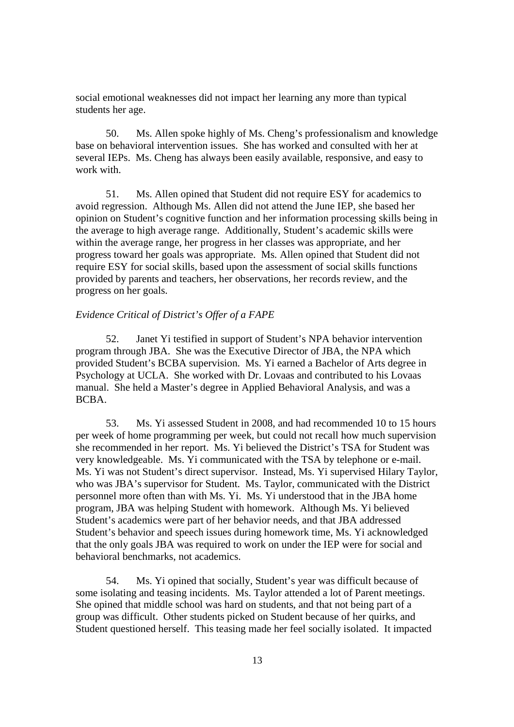social emotional weaknesses did not impact her learning any more than typical students her age.

50. Ms. Allen spoke highly of Ms. Cheng's professionalism and knowledge base on behavioral intervention issues. She has worked and consulted with her at several IEPs. Ms. Cheng has always been easily available, responsive, and easy to work with.

51. Ms. Allen opined that Student did not require ESY for academics to avoid regression. Although Ms. Allen did not attend the June IEP, she based her opinion on Student's cognitive function and her information processing skills being in the average to high average range. Additionally, Student's academic skills were within the average range, her progress in her classes was appropriate, and her progress toward her goals was appropriate. Ms. Allen opined that Student did not require ESY for social skills, based upon the assessment of social skills functions provided by parents and teachers, her observations, her records review, and the progress on her goals.

*Evidence Critical of District's Offer of a FAPE*

52. Janet Yi testified in support of Student's NPA behavior intervention program through JBA. She was the Executive Director of JBA, the NPA which provided Student's BCBA supervision. Ms. Yi earned a Bachelor of Arts degree in Psychology at UCLA. She worked with Dr. Lovaas and contributed to his Lovaas manual. She held a Master's degree in Applied Behavioral Analysis, and was a BCBA.

53. Ms. Yi assessed Student in 2008, and had recommended 10 to 15 hours per week of home programming per week, but could not recall how much supervision she recommended in her report. Ms. Yi believed the District's TSA for Student was very knowledgeable. Ms. Yi communicated with the TSA by telephone or e-mail. Ms. Yi was not Student's direct supervisor. Instead, Ms. Yi supervised Hilary Taylor, who was JBA's supervisor for Student. Ms. Taylor, communicated with the District personnel more often than with Ms. Yi. Ms. Yi understood that in the JBA home program, JBA was helping Student with homework. Although Ms. Yi believed Student's academics were part of her behavior needs, and that JBA addressed Student's behavior and speech issues during homework time, Ms. Yi acknowledged that the only goals JBA was required to work on under the IEP were for social and behavioral benchmarks, not academics.

54. Ms. Yi opined that socially, Student's year was difficult because of some isolating and teasing incidents. Ms. Taylor attended a lot of Parent meetings. She opined that middle school was hard on students, and that not being part of a group was difficult. Other students picked on Student because of her quirks, and Student questioned herself. This teasing made her feel socially isolated. It impacted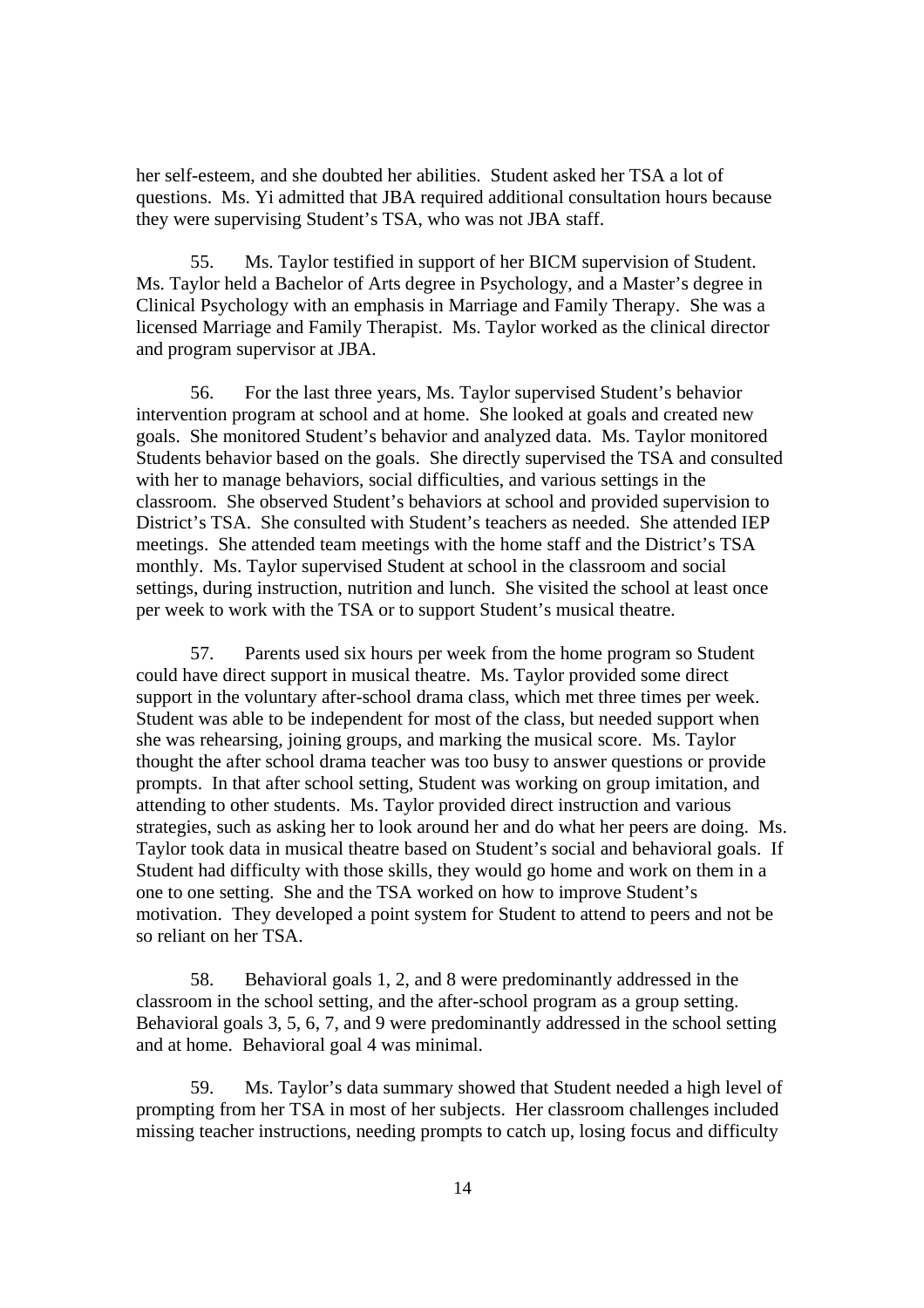her self-esteem, and she doubted her abilities. Student asked her TSA a lot of questions. Ms. Yi admitted that JBA required additional consultation hours because they were supervising Student's TSA, who was not JBA staff.

55. Ms. Taylor testified in support of her BICM supervision of Student. Ms. Taylor held a Bachelor of Arts degree in Psychology, and a Master's degree in Clinical Psychology with an emphasis in Marriage and Family Therapy. She was a licensed Marriage and Family Therapist. Ms. Taylor worked as the clinical director and program supervisor at JBA.

56. For the last three years, Ms. Taylor supervised Student's behavior intervention program at school and at home. She looked at goals and created new goals. She monitored Student's behavior and analyzed data. Ms. Taylor monitored Students behavior based on the goals. She directly supervised the TSA and consulted with her to manage behaviors, social difficulties, and various settings in the classroom. She observed Student's behaviors at school and provided supervision to District's TSA. She consulted with Student's teachers as needed. She attended IEP meetings. She attended team meetings with the home staff and the District's TSA monthly. Ms. Taylor supervised Student at school in the classroom and social settings, during instruction, nutrition and lunch. She visited the school at least once per week to work with the TSA or to support Student's musical theatre.

57. Parents used six hours per week from the home program so Student could have direct support in musical theatre. Ms. Taylor provided some direct support in the voluntary after-school drama class, which met three times per week. Student was able to be independent for most of the class, but needed support when she was rehearsing, joining groups, and marking the musical score. Ms. Taylor thought the after school drama teacher was too busy to answer questions or provide prompts. In that after school setting, Student was working on group imitation, and attending to other students. Ms. Taylor provided direct instruction and various strategies, such as asking her to look around her and do what her peers are doing. Ms. Taylor took data in musical theatre based on Student's social and behavioral goals. If Student had difficulty with those skills, they would go home and work on them in a one to one setting. She and the TSA worked on how to improve Student's motivation. They developed a point system for Student to attend to peers and not be so reliant on her TSA.

58. Behavioral goals 1, 2, and 8 were predominantly addressed in the classroom in the school setting, and the after-school program as a group setting. Behavioral goals 3, 5, 6, 7, and 9 were predominantly addressed in the school setting and at home. Behavioral goal 4 was minimal.

59. Ms. Taylor's data summary showed that Student needed a high level of prompting from her TSA in most of her subjects. Her classroom challenges included missing teacher instructions, needing prompts to catch up, losing focus and difficulty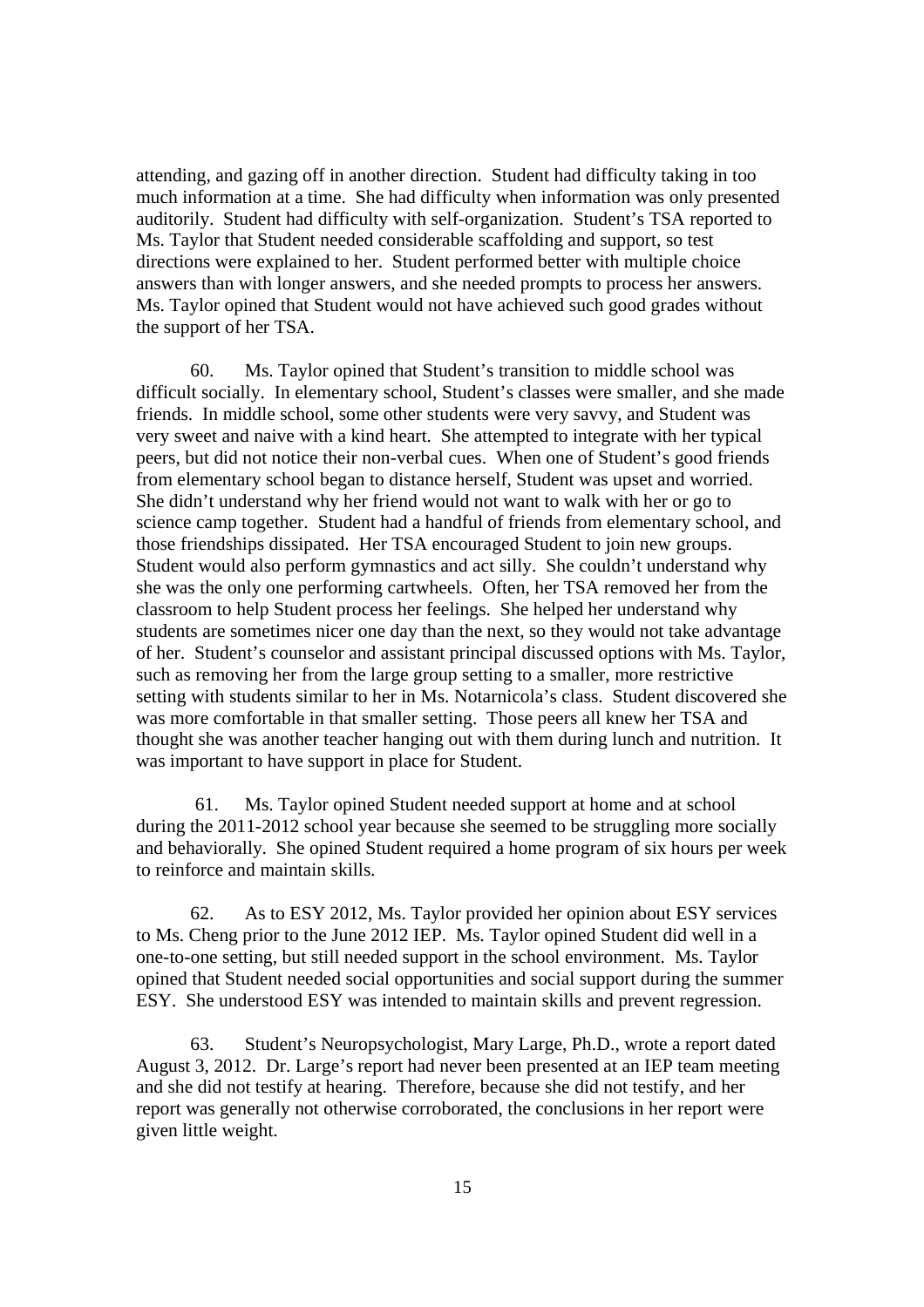attending, and gazing off in another direction. Student had difficulty taking in too much information at a time. She had difficulty when information was only presented auditorily. Student had difficulty with self-organization. Student's TSA reported to Ms. Taylor that Student needed considerable scaffolding and support, so test directions were explained to her. Student performed better with multiple choice answers than with longer answers, and she needed prompts to process her answers. Ms. Taylor opined that Student would not have achieved such good grades without the support of her TSA.

60. Ms. Taylor opined that Student's transition to middle school was difficult socially. In elementary school, Student's classes were smaller, and she made friends. In middle school, some other students were very savvy, and Student was very sweet and naive with a kind heart. She attempted to integrate with her typical peers, but did not notice their non-verbal cues. When one of Student's good friends from elementary school began to distance herself, Student was upset and worried. She didn't understand why her friend would not want to walk with her or go to science camp together. Student had a handful of friends from elementary school, and those friendships dissipated. Her TSA encouraged Student to join new groups. Student would also perform gymnastics and act silly. She couldn't understand why she was the only one performing cartwheels. Often, her TSA removed her from the classroom to help Student process her feelings. She helped her understand why students are sometimes nicer one day than the next, so they would not take advantage of her. Student's counselor and assistant principal discussed options with Ms. Taylor, such as removing her from the large group setting to a smaller, more restrictive setting with students similar to her in Ms. Notarnicola's class. Student discovered she was more comfortable in that smaller setting. Those peers all knew her TSA and thought she was another teacher hanging out with them during lunch and nutrition. It was important to have support in place for Student.

61. Ms. Taylor opined Student needed support at home and at school during the 2011-2012 school year because she seemed to be struggling more socially and behaviorally. She opined Student required a home program of six hours per week to reinforce and maintain skills.

62. As to ESY 2012, Ms. Taylor provided her opinion about ESY services to Ms. Cheng prior to the June 2012 IEP. Ms. Taylor opined Student did well in a one-to-one setting, but still needed support in the school environment. Ms. Taylor opined that Student needed social opportunities and social support during the summer ESY. She understood ESY was intended to maintain skills and prevent regression.

63. Student's Neuropsychologist, Mary Large, Ph.D., wrote a report dated August 3, 2012. Dr. Large's report had never been presented at an IEP team meeting and she did not testify at hearing. Therefore, because she did not testify, and her report was generally not otherwise corroborated, the conclusions in her report were given little weight.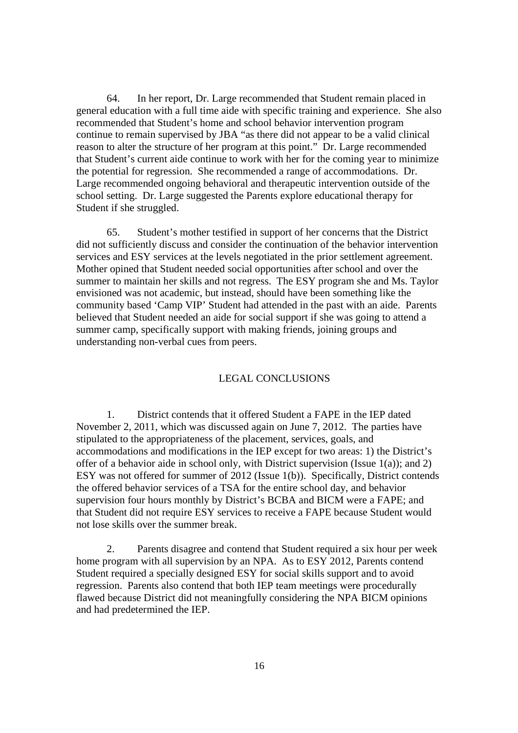64. In her report, Dr. Large recommended that Student remain placed in general education with a full time aide with specific training and experience. She also recommended that Student's home and school behavior intervention program continue to remain supervised by JBA "as there did not appear to be a valid clinical reason to alter the structure of her program at this point." Dr. Large recommended that Student's current aide continue to work with her for the coming year to minimize the potential for regression. She recommended a range of accommodations. Dr. Large recommended ongoing behavioral and therapeutic intervention outside of the school setting. Dr. Large suggested the Parents explore educational therapy for Student if she struggled.

65. Student's mother testified in support of her concerns that the District did not sufficiently discuss and consider the continuation of the behavior intervention services and ESY services at the levels negotiated in the prior settlement agreement. Mother opined that Student needed social opportunities after school and over the summer to maintain her skills and not regress. The ESY program she and Ms. Taylor envisioned was not academic, but instead, should have been something like the community based 'Camp VIP' Student had attended in the past with an aide. Parents believed that Student needed an aide for social support if she was going to attend a summer camp, specifically support with making friends, joining groups and understanding non-verbal cues from peers.

## LEGAL CONCLUSIONS

1. District contends that it offered Student a FAPE in the IEP dated November 2, 2011, which was discussed again on June 7, 2012. The parties have stipulated to the appropriateness of the placement, services, goals, and accommodations and modifications in the IEP except for two areas: 1) the District's offer of a behavior aide in school only, with District supervision (Issue 1(a)); and 2) ESY was not offered for summer of 2012 (Issue 1(b)). Specifically, District contends the offered behavior services of a TSA for the entire school day, and behavior supervision four hours monthly by District's BCBA and BICM were a FAPE; and that Student did not require ESY services to receive a FAPE because Student would not lose skills over the summer break.

2. Parents disagree and contend that Student required a six hour per week home program with all supervision by an NPA. As to ESY 2012, Parents contend Student required a specially designed ESY for social skills support and to avoid regression. Parents also contend that both IEP team meetings were procedurally flawed because District did not meaningfully considering the NPA BICM opinions and had predetermined the IEP.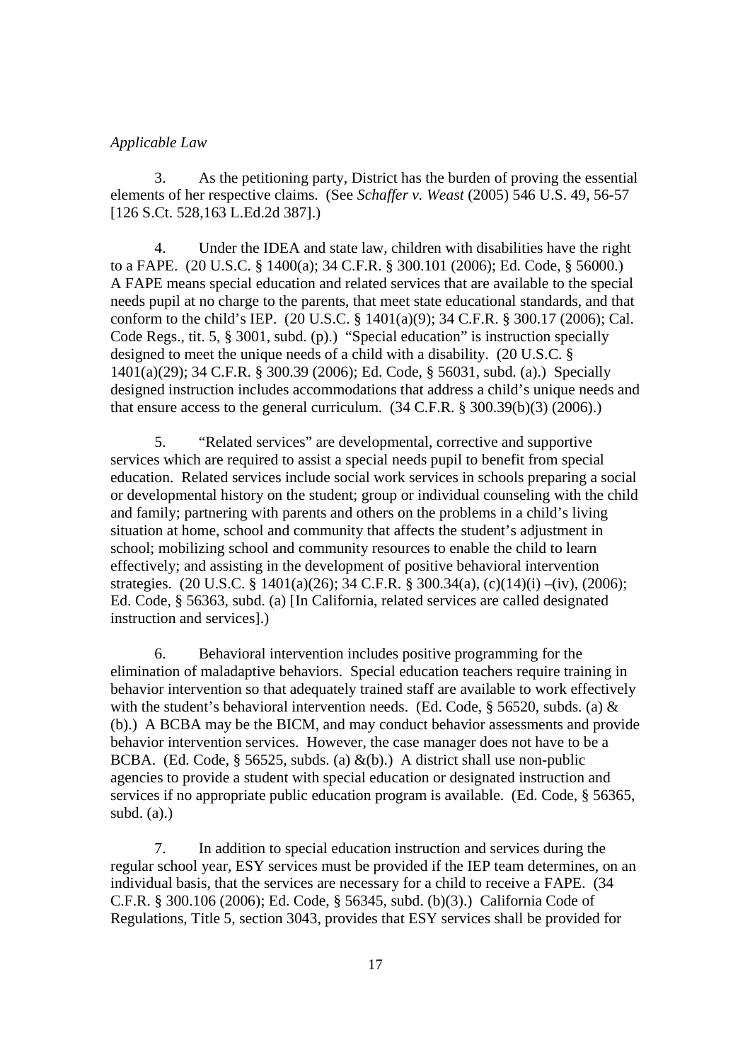*Applicable Law*

3. As the petitioning party, District has the burden of proving the essential elements of her respective claims. (See *Schaffer v. Weast* (2005) 546 U.S. 49, 56-57 [126 S.Ct. 528,163 L.Ed.2d 387].)

4. Under the IDEA and state law, children with disabilities have the right to a FAPE. (20 U.S.C. § 1400(a); 34 C.F.R. § 300.101 (2006); Ed. Code, § 56000.) A FAPE means special education and related services that are available to the special needs pupil at no charge to the parents, that meet state educational standards, and that conform to the child's IEP. (20 U.S.C. § 1401(a)(9); 34 C.F.R. § 300.17 (2006); Cal. Code Regs., tit. 5, § 3001, subd. (p).) "Special education" is instruction specially designed to meet the unique needs of a child with a disability. (20 U.S.C. § 1401(a)(29); 34 C.F.R. § 300.39 (2006); Ed. Code, § 56031, subd. (a).) Specially designed instruction includes accommodations that address a child's unique needs and that ensure access to the general curriculum. (34 C.F.R. § 300.39(b)(3) (2006).)

5. "Related services" are developmental, corrective and supportive services which are required to assist a special needs pupil to benefit from special education. Related services include social work services in schools preparing a social or developmental history on the student; group or individual counseling with the child and family; partnering with parents and others on the problems in a child's living situation at home, school and community that affects the student's adjustment in school; mobilizing school and community resources to enable the child to learn effectively; and assisting in the development of positive behavioral intervention strategies. (20 U.S.C. § 1401(a)(26); 34 C.F.R. § 300.34(a), (c)(14)(i) –(iv), (2006); Ed. Code, § 56363, subd. (a) [In California, related services are called designated instruction and services].)

6. Behavioral intervention includes positive programming for the elimination of maladaptive behaviors. Special education teachers require training in behavior intervention so that adequately trained staff are available to work effectively with the student's behavioral intervention needs. (Ed. Code, § 56520, subds. (a) & (b).) A BCBA may be the BICM, and may conduct behavior assessments and provide behavior intervention services. However, the case manager does not have to be a BCBA. (Ed. Code, § 56525, subds. (a) &(b).) A district shall use non-public agencies to provide a student with special education or designated instruction and services if no appropriate public education program is available. (Ed. Code, § 56365, subd. (a).)

7. In addition to special education instruction and services during the regular school year, ESY services must be provided if the IEP team determines, on an individual basis, that the services are necessary for a child to receive a FAPE. (34 C.F.R. § 300.106 (2006); Ed. Code, § 56345, subd. (b)(3).) California Code of Regulations, Title 5, section 3043, provides that ESY services shall be provided for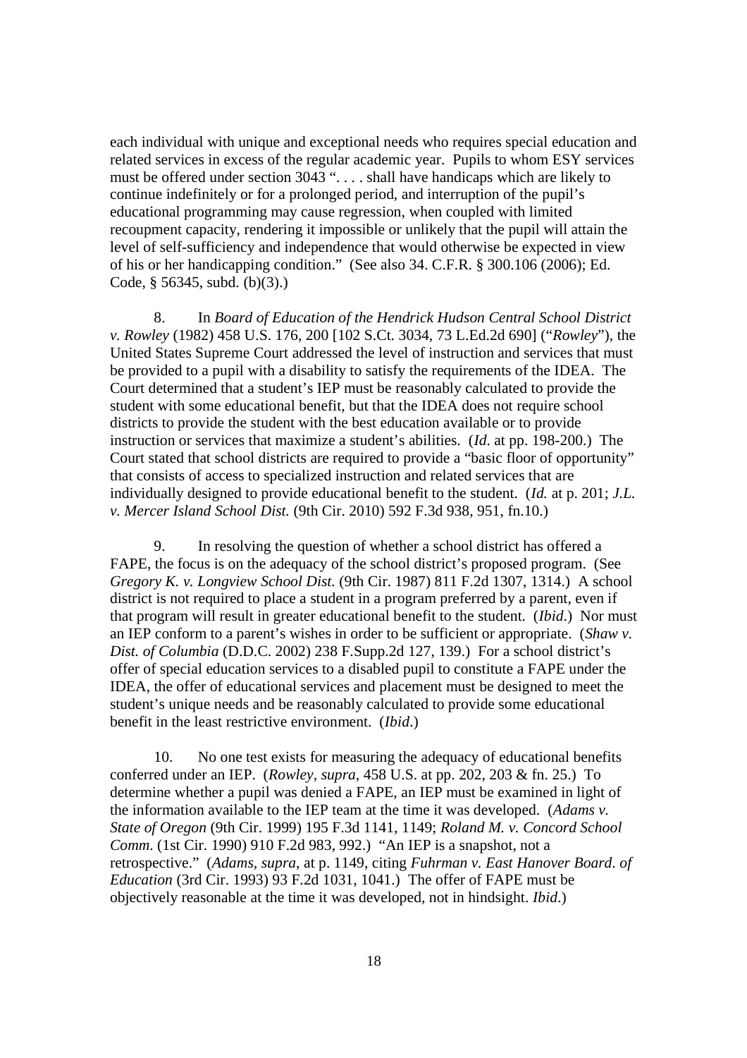each individual with unique and exceptional needs who requires special education and related services in excess of the regular academic year. Pupils to whom ESY services must be offered under section 3043 ". . . . shall have handicaps which are likely to continue indefinitely or for a prolonged period, and interruption of the pupil's educational programming may cause regression, when coupled with limited recoupment capacity, rendering it impossible or unlikely that the pupil will attain the level of self-sufficiency and independence that would otherwise be expected in view of his or her handicapping condition." (See also 34. C.F.R. § 300.106 (2006); Ed. Code, § 56345, subd. (b)(3).)

8. In *Board of Education of the Hendrick Hudson Central School District v. Rowley* (1982) 458 U.S. 176, 200 [102 S.Ct. 3034, 73 L.Ed.2d 690] ("*Rowley*"), the United States Supreme Court addressed the level of instruction and services that must be provided to a pupil with a disability to satisfy the requirements of the IDEA. The Court determined that a student's IEP must be reasonably calculated to provide the student with some educational benefit, but that the IDEA does not require school districts to provide the student with the best education available or to provide instruction or services that maximize a student's abilities. (*Id*. at pp. 198-200.) The Court stated that school districts are required to provide a "basic floor of opportunity" that consists of access to specialized instruction and related services that are individually designed to provide educational benefit to the student. (*Id.* at p. 201; *J.L. v. Mercer Island School Dist.* (9th Cir. 2010) 592 F.3d 938, 951, fn.10.)

9. In resolving the question of whether a school district has offered a FAPE, the focus is on the adequacy of the school district's proposed program. (See *Gregory K. v. Longview School Dist.* (9th Cir. 1987) 811 F.2d 1307, 1314.) A school district is not required to place a student in a program preferred by a parent, even if that program will result in greater educational benefit to the student. (*Ibid*.) Nor must an IEP conform to a parent's wishes in order to be sufficient or appropriate. (*Shaw v. Dist. of Columbia* (D.D.C. 2002) 238 F.Supp.2d 127, 139.) For a school district's offer of special education services to a disabled pupil to constitute a FAPE under the IDEA, the offer of educational services and placement must be designed to meet the student's unique needs and be reasonably calculated to provide some educational benefit in the least restrictive environment. (*Ibid*.)

10. No one test exists for measuring the adequacy of educational benefits conferred under an IEP. (*Rowley*, *supra*, 458 U.S. at pp. 202, 203 & fn. 25.) To determine whether a pupil was denied a FAPE, an IEP must be examined in light of the information available to the IEP team at the time it was developed. (*Adams v. State of Oregon* (9th Cir. 1999) 195 F.3d 1141, 1149; *Roland M. v. Concord School Comm*. (1st Cir. 1990) 910 F.2d 983, 992.) "An IEP is a snapshot, not a retrospective." (*Adams*, *supra*, at p. 1149, citing *Fuhrman v. East Hanover Board. of Education* (3rd Cir. 1993) 93 F.2d 1031, 1041.) The offer of FAPE must be objectively reasonable at the time it was developed, not in hindsight. *Ibid*.)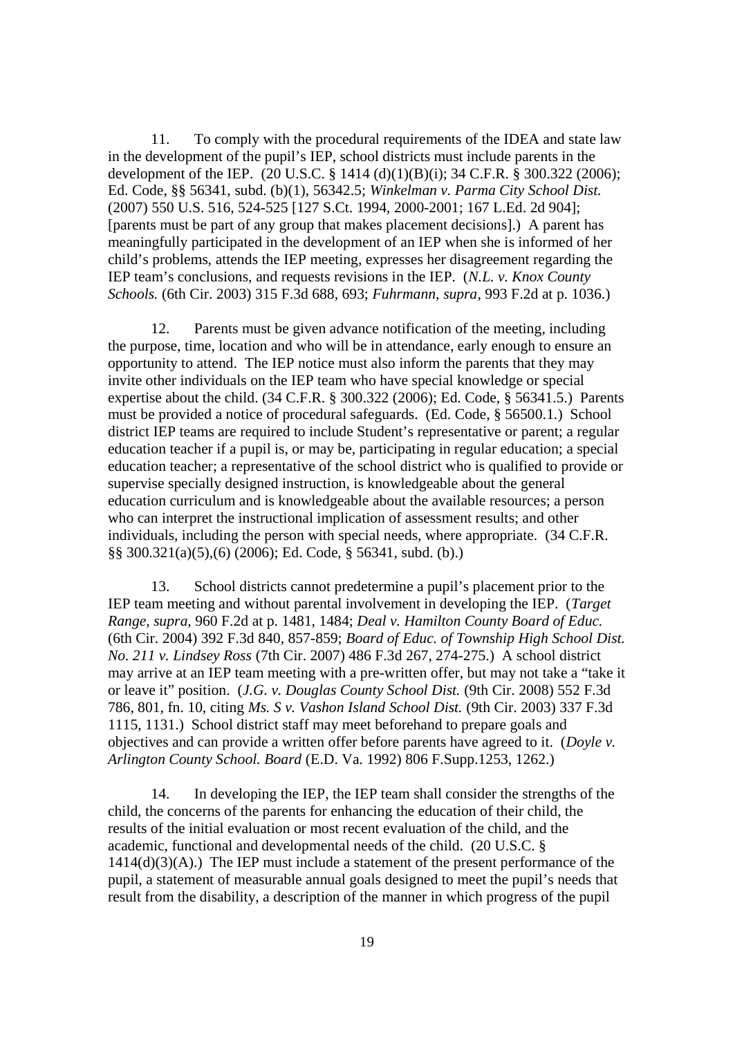11. To comply with the procedural requirements of the IDEA and state law in the development of the pupil's IEP, school districts must include parents in the development of the IEP. (20 U.S.C. § 1414 (d)(1)(B)(i); 34 C.F.R. § 300.322 (2006); Ed. Code, §§ 56341, subd. (b)(1), 56342.5; *Winkelman v. Parma City School Dist.* (2007) 550 U.S. 516, 524-525 [127 S.Ct. 1994, 2000-2001; 167 L.Ed. 2d 904]; [parents must be part of any group that makes placement decisions].) A parent has meaningfully participated in the development of an IEP when she is informed of her child's problems, attends the IEP meeting, expresses her disagreement regarding the IEP team's conclusions, and requests revisions in the IEP. (*N.L. v. Knox County Schools.* (6th Cir. 2003) 315 F.3d 688, 693; *Fuhrmann*, *supra*, 993 F.2d at p. 1036.)

12. Parents must be given advance notification of the meeting, including the purpose, time, location and who will be in attendance, early enough to ensure an opportunity to attend. The IEP notice must also inform the parents that they may invite other individuals on the IEP team who have special knowledge or special expertise about the child. (34 C.F.R. § 300.322 (2006); Ed. Code, § 56341.5.) Parents must be provided a notice of procedural safeguards. (Ed. Code, § 56500.1.) School district IEP teams are required to include Student's representative or parent; a regular education teacher if a pupil is, or may be, participating in regular education; a special education teacher; a representative of the school district who is qualified to provide or supervise specially designed instruction, is knowledgeable about the general education curriculum and is knowledgeable about the available resources; a person who can interpret the instructional implication of assessment results; and other individuals, including the person with special needs, where appropriate. (34 C.F.R. §§ 300.321(a)(5),(6) (2006); Ed. Code, § 56341, subd. (b).)

13. School districts cannot predetermine a pupil's placement prior to the IEP team meeting and without parental involvement in developing the IEP. (*Target Range*, *supra,* 960 F.2d at p. 1481, 1484; *Deal v. Hamilton County Board of Educ.* (6th Cir. 2004) 392 F.3d 840, 857-859; *Board of Educ. of Township High School Dist. No. 211 v. Lindsey Ross* (7th Cir. 2007) 486 F.3d 267, 274-275.) A school district may arrive at an IEP team meeting with a pre-written offer, but may not take a "take it or leave it" position. (*J.G. v. Douglas County School Dist.* (9th Cir. 2008) 552 F.3d 786, 801, fn. 10, citing *Ms. S v. Vashon Island School Dist.* (9th Cir. 2003) 337 F.3d 1115, 1131.) School district staff may meet beforehand to prepare goals and objectives and can provide a written offer before parents have agreed to it. (*Doyle v. Arlington County School. Board* (E.D. Va. 1992) 806 F.Supp.1253, 1262.)

14. In developing the IEP, the IEP team shall consider the strengths of the child, the concerns of the parents for enhancing the education of their child, the results of the initial evaluation or most recent evaluation of the child, and the academic, functional and developmental needs of the child. (20 U.S.C. § 1414(d)(3)(A).) The IEP must include a statement of the present performance of the pupil, a statement of measurable annual goals designed to meet the pupil's needs that result from the disability, a description of the manner in which progress of the pupil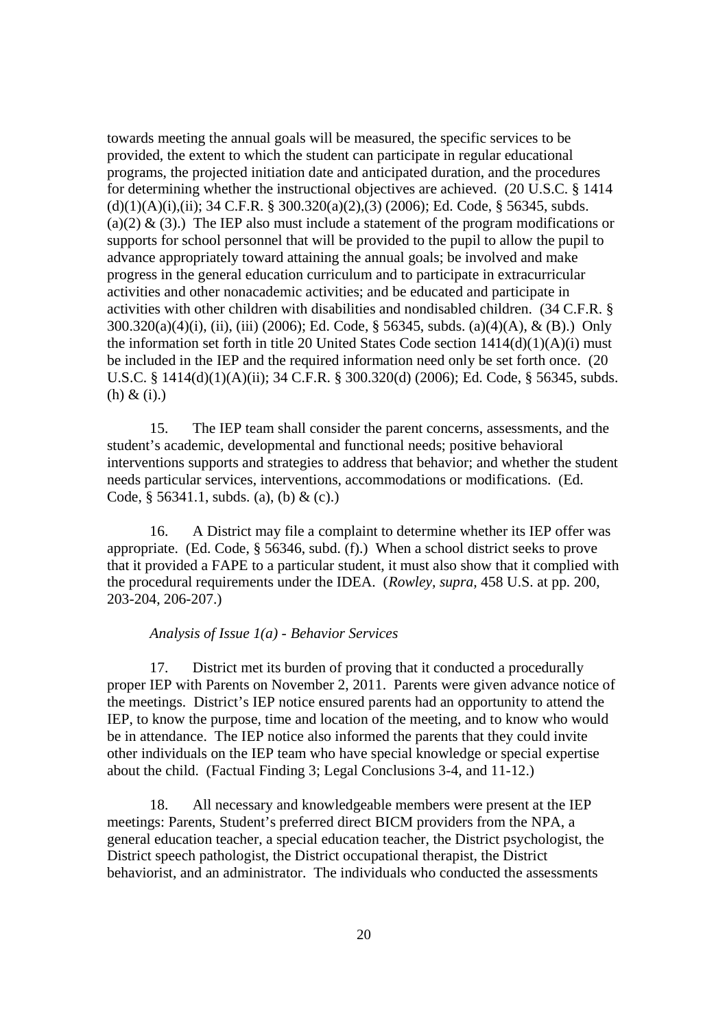towards meeting the annual goals will be measured, the specific services to be provided, the extent to which the student can participate in regular educational programs, the projected initiation date and anticipated duration, and the procedures for determining whether the instructional objectives are achieved. (20 U.S.C. § 1414 (d)(1)(A)(i),(ii); 34 C.F.R. § 300.320(a)(2),(3) (2006); Ed. Code, § 56345, subds. (a)(2) & (3).) The IEP also must include a statement of the program modifications or supports for school personnel that will be provided to the pupil to allow the pupil to advance appropriately toward attaining the annual goals; be involved and make progress in the general education curriculum and to participate in extracurricular activities and other nonacademic activities; and be educated and participate in activities with other children with disabilities and nondisabled children. (34 C.F.R. § 300.320(a)(4)(i), (ii), (iii) (2006); Ed. Code, § 56345, subds. (a)(4)(A), & (B).) Only the information set forth in title 20 United States Code section 1414(d)(1)(A)(i) must be included in the IEP and the required information need only be set forth once. (20 U.S.C. § 1414(d)(1)(A)(ii); 34 C.F.R. § 300.320(d) (2006); Ed. Code, § 56345, subds. (h) & (i).)

15. The IEP team shall consider the parent concerns, assessments, and the student's academic, developmental and functional needs; positive behavioral interventions supports and strategies to address that behavior; and whether the student needs particular services, interventions, accommodations or modifications. (Ed. Code, § 56341.1, subds. (a), (b) & (c).)

16. A District may file a complaint to determine whether its IEP offer was appropriate. (Ed. Code, § 56346, subd. (f).) When a school district seeks to prove that it provided a FAPE to a particular student, it must also show that it complied with the procedural requirements under the IDEA. (*Rowley, supra,* 458 U.S. at pp. 200, 203-204, 206-207.)

*Analysis of Issue 1(a) - Behavior Services*

17. District met its burden of proving that it conducted a procedurally proper IEP with Parents on November 2, 2011. Parents were given advance notice of the meetings. District's IEP notice ensured parents had an opportunity to attend the IEP, to know the purpose, time and location of the meeting, and to know who would be in attendance. The IEP notice also informed the parents that they could invite other individuals on the IEP team who have special knowledge or special expertise about the child. (Factual Finding 3; Legal Conclusions 3-4, and 11-12.)

18. All necessary and knowledgeable members were present at the IEP meetings: Parents, Student's preferred direct BICM providers from the NPA, a general education teacher, a special education teacher, the District psychologist, the District speech pathologist, the District occupational therapist, the District behaviorist, and an administrator. The individuals who conducted the assessments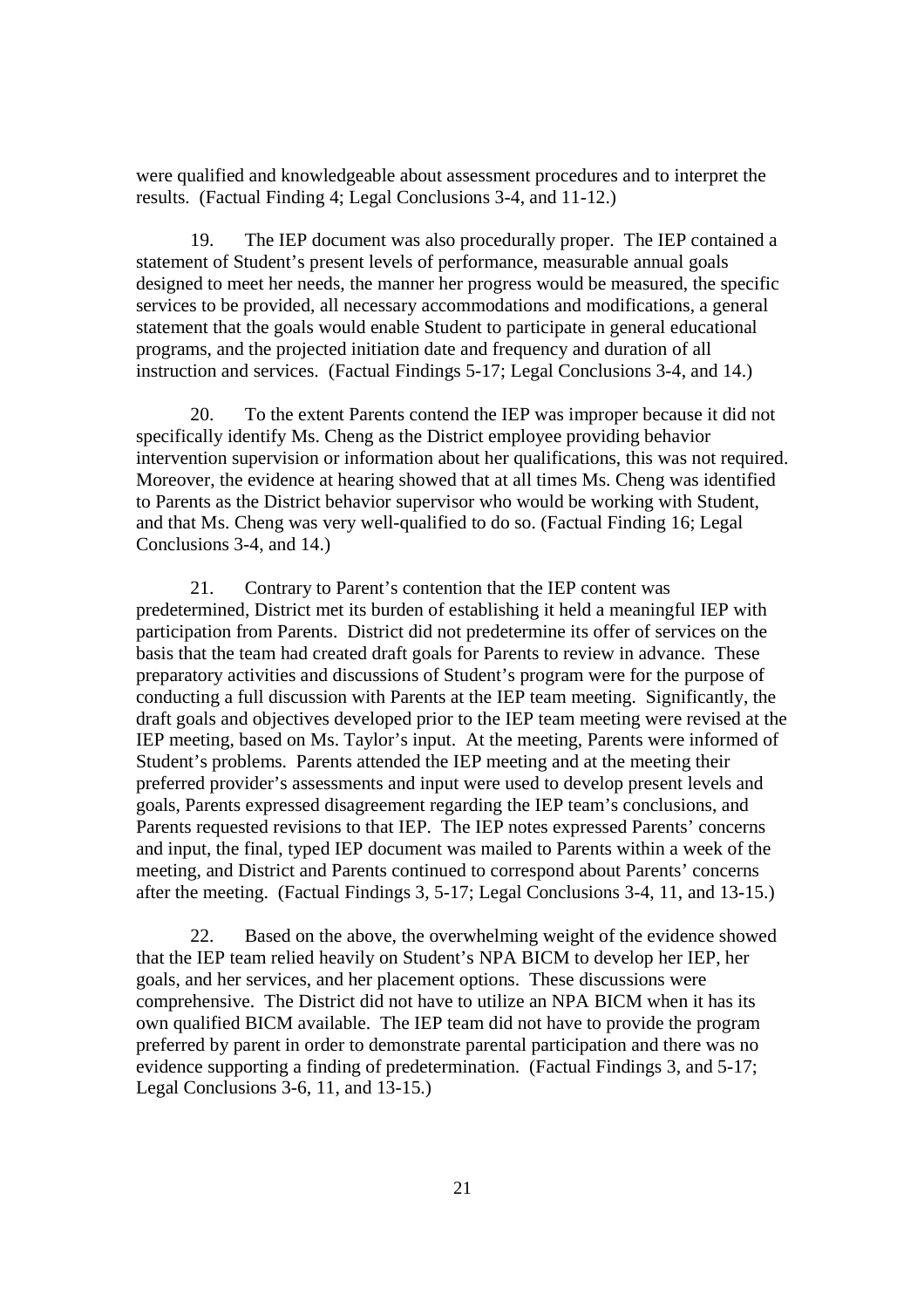were qualified and knowledgeable about assessment procedures and to interpret the results. (Factual Finding 4; Legal Conclusions 3-4, and 11-12.)

19. The IEP document was also procedurally proper. The IEP contained a statement of Student's present levels of performance, measurable annual goals designed to meet her needs, the manner her progress would be measured, the specific services to be provided, all necessary accommodations and modifications, a general statement that the goals would enable Student to participate in general educational programs, and the projected initiation date and frequency and duration of all instruction and services. (Factual Findings 5-17; Legal Conclusions 3-4, and 14.)

20. To the extent Parents contend the IEP was improper because it did not specifically identify Ms. Cheng as the District employee providing behavior intervention supervision or information about her qualifications, this was not required. Moreover, the evidence at hearing showed that at all times Ms. Cheng was identified to Parents as the District behavior supervisor who would be working with Student, and that Ms. Cheng was very well-qualified to do so. (Factual Finding 16; Legal Conclusions 3-4, and 14.)

21. Contrary to Parent's contention that the IEP content was predetermined, District met its burden of establishing it held a meaningful IEP with participation from Parents. District did not predetermine its offer of services on the basis that the team had created draft goals for Parents to review in advance. These preparatory activities and discussions of Student's program were for the purpose of conducting a full discussion with Parents at the IEP team meeting. Significantly, the draft goals and objectives developed prior to the IEP team meeting were revised at the IEP meeting, based on Ms. Taylor's input. At the meeting, Parents were informed of Student's problems. Parents attended the IEP meeting and at the meeting their preferred provider's assessments and input were used to develop present levels and goals, Parents expressed disagreement regarding the IEP team's conclusions, and Parents requested revisions to that IEP. The IEP notes expressed Parents' concerns and input, the final, typed IEP document was mailed to Parents within a week of the meeting, and District and Parents continued to correspond about Parents' concerns after the meeting. (Factual Findings 3, 5-17; Legal Conclusions 3-4, 11, and 13-15.)

22. Based on the above, the overwhelming weight of the evidence showed that the IEP team relied heavily on Student's NPA BICM to develop her IEP, her goals, and her services, and her placement options. These discussions were comprehensive. The District did not have to utilize an NPA BICM when it has its own qualified BICM available. The IEP team did not have to provide the program preferred by parent in order to demonstrate parental participation and there was no evidence supporting a finding of predetermination. (Factual Findings 3, and 5-17; Legal Conclusions 3-6, 11, and 13-15.)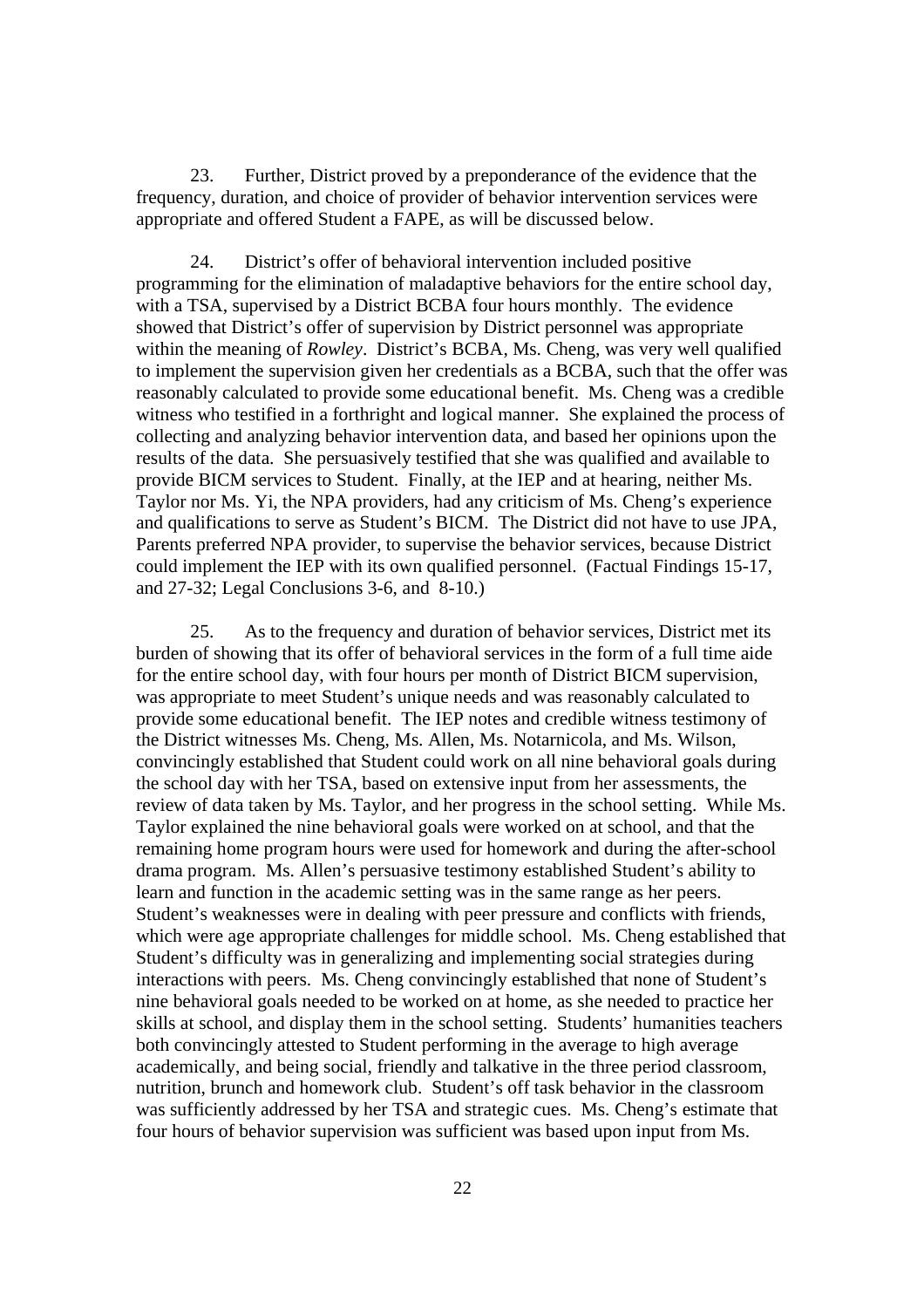23. Further, District proved by a preponderance of the evidence that the frequency, duration, and choice of provider of behavior intervention services were appropriate and offered Student a FAPE, as will be discussed below.

24. District's offer of behavioral intervention included positive programming for the elimination of maladaptive behaviors for the entire school day, with a TSA, supervised by a District BCBA four hours monthly. The evidence showed that District's offer of supervision by District personnel was appropriate within the meaning of *Rowley*. District's BCBA, Ms. Cheng, was very well qualified to implement the supervision given her credentials as a BCBA, such that the offer was reasonably calculated to provide some educational benefit. Ms. Cheng was a credible witness who testified in a forthright and logical manner. She explained the process of collecting and analyzing behavior intervention data, and based her opinions upon the results of the data. She persuasively testified that she was qualified and available to provide BICM services to Student. Finally, at the IEP and at hearing, neither Ms. Taylor nor Ms. Yi, the NPA providers, had any criticism of Ms. Cheng's experience and qualifications to serve as Student's BICM. The District did not have to use JPA, Parents preferred NPA provider, to supervise the behavior services, because District could implement the IEP with its own qualified personnel. (Factual Findings 15-17, and 27-32; Legal Conclusions 3-6, and 8-10.)

25. As to the frequency and duration of behavior services, District met its burden of showing that its offer of behavioral services in the form of a full time aide for the entire school day, with four hours per month of District BICM supervision, was appropriate to meet Student's unique needs and was reasonably calculated to provide some educational benefit. The IEP notes and credible witness testimony of the District witnesses Ms. Cheng, Ms. Allen, Ms. Notarnicola, and Ms. Wilson, convincingly established that Student could work on all nine behavioral goals during the school day with her TSA, based on extensive input from her assessments, the review of data taken by Ms. Taylor, and her progress in the school setting. While Ms. Taylor explained the nine behavioral goals were worked on at school, and that the remaining home program hours were used for homework and during the after-school drama program. Ms. Allen's persuasive testimony established Student's ability to learn and function in the academic setting was in the same range as her peers. Student's weaknesses were in dealing with peer pressure and conflicts with friends, which were age appropriate challenges for middle school. Ms. Cheng established that Student's difficulty was in generalizing and implementing social strategies during interactions with peers. Ms. Cheng convincingly established that none of Student's nine behavioral goals needed to be worked on at home, as she needed to practice her skills at school, and display them in the school setting. Students' humanities teachers both convincingly attested to Student performing in the average to high average academically, and being social, friendly and talkative in the three period classroom, nutrition, brunch and homework club. Student's off task behavior in the classroom was sufficiently addressed by her TSA and strategic cues. Ms. Cheng's estimate that four hours of behavior supervision was sufficient was based upon input from Ms.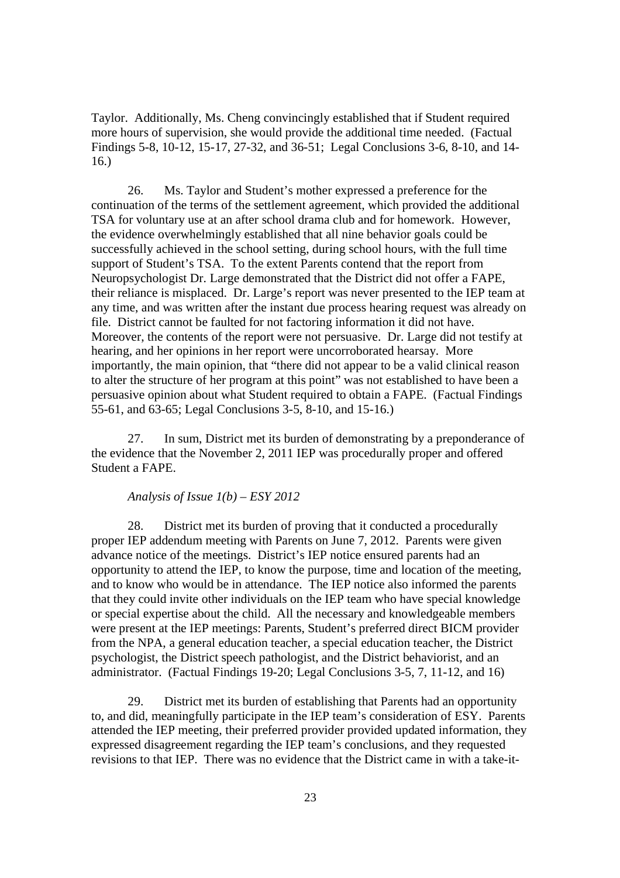Taylor. Additionally, Ms. Cheng convincingly established that if Student required more hours of supervision, she would provide the additional time needed. (Factual Findings 5-8, 10-12, 15-17, 27-32, and 36-51; Legal Conclusions 3-6, 8-10, and 14-16.)

26. Ms. Taylor and Student's mother expressed a preference for the continuation of the terms of the settlement agreement, which provided the additional TSA for voluntary use at an after school drama club and for homework. However, the evidence overwhelmingly established that all nine behavior goals could be successfully achieved in the school setting, during school hours, with the full time support of Student's TSA. To the extent Parents contend that the report from Neuropsychologist Dr. Large demonstrated that the District did not offer a FAPE, their reliance is misplaced. Dr. Large's report was never presented to the IEP team at any time, and was written after the instant due process hearing request was already on file. District cannot be faulted for not factoring information it did not have. Moreover, the contents of the report were not persuasive. Dr. Large did not testify at hearing, and her opinions in her report were uncorroborated hearsay. More importantly, the main opinion, that "there did not appear to be a valid clinical reason to alter the structure of her program at this point" was not established to have been a persuasive opinion about what Student required to obtain a FAPE. (Factual Findings 55-61, and 63-65; Legal Conclusions 3-5, 8-10, and 15-16.)

27. In sum, District met its burden of demonstrating by a preponderance of the evidence that the November 2, 2011 IEP was procedurally proper and offered Student a FAPE.

*Analysis of Issue 1(b) – ESY 2012*

28. District met its burden of proving that it conducted a procedurally proper IEP addendum meeting with Parents on June 7, 2012. Parents were given advance notice of the meetings. District's IEP notice ensured parents had an opportunity to attend the IEP, to know the purpose, time and location of the meeting, and to know who would be in attendance. The IEP notice also informed the parents that they could invite other individuals on the IEP team who have special knowledge or special expertise about the child. All the necessary and knowledgeable members were present at the IEP meetings: Parents, Student's preferred direct BICM provider from the NPA, a general education teacher, a special education teacher, the District psychologist, the District speech pathologist, and the District behaviorist, and an administrator. (Factual Findings 19-20; Legal Conclusions 3-5, 7, 11-12, and 16)

29. District met its burden of establishing that Parents had an opportunity to, and did, meaningfully participate in the IEP team's consideration of ESY. Parents attended the IEP meeting, their preferred provider provided updated information, they expressed disagreement regarding the IEP team's conclusions, and they requested revisions to that IEP. There was no evidence that the District came in with a take-it-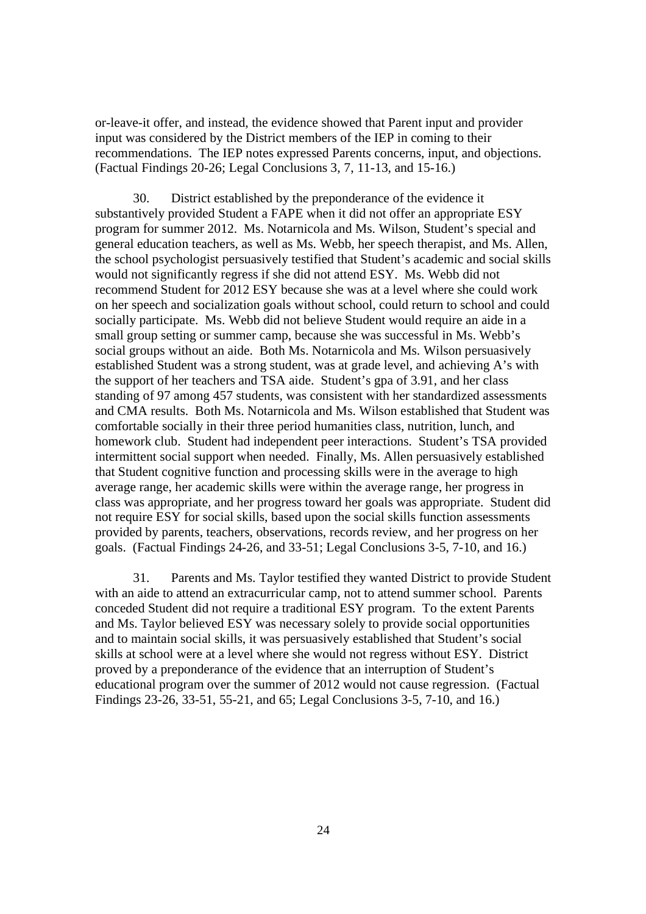or-leave-it offer, and instead, the evidence showed that Parent input and provider input was considered by the District members of the IEP in coming to their recommendations. The IEP notes expressed Parents concerns, input, and objections. (Factual Findings 20-26; Legal Conclusions 3, 7, 11-13, and 15-16.)

30. District established by the preponderance of the evidence it substantively provided Student a FAPE when it did not offer an appropriate ESY program for summer 2012. Ms. Notarnicola and Ms. Wilson, Student's special and general education teachers, as well as Ms. Webb, her speech therapist, and Ms. Allen, the school psychologist persuasively testified that Student's academic and social skills would not significantly regress if she did not attend ESY. Ms. Webb did not recommend Student for 2012 ESY because she was at a level where she could work on her speech and socialization goals without school, could return to school and could socially participate. Ms. Webb did not believe Student would require an aide in a small group setting or summer camp, because she was successful in Ms. Webb's social groups without an aide. Both Ms. Notarnicola and Ms. Wilson persuasively established Student was a strong student, was at grade level, and achieving A's with the support of her teachers and TSA aide. Student's gpa of 3.91, and her class standing of 97 among 457 students, was consistent with her standardized assessments and CMA results. Both Ms. Notarnicola and Ms. Wilson established that Student was comfortable socially in their three period humanities class, nutrition, lunch, and homework club. Student had independent peer interactions. Student's TSA provided intermittent social support when needed. Finally, Ms. Allen persuasively established that Student cognitive function and processing skills were in the average to high average range, her academic skills were within the average range, her progress in class was appropriate, and her progress toward her goals was appropriate. Student did not require ESY for social skills, based upon the social skills function assessments provided by parents, teachers, observations, records review, and her progress on her goals. (Factual Findings 24-26, and 33-51; Legal Conclusions 3-5, 7-10, and 16.)

31. Parents and Ms. Taylor testified they wanted District to provide Student with an aide to attend an extracurricular camp, not to attend summer school. Parents conceded Student did not require a traditional ESY program. To the extent Parents and Ms. Taylor believed ESY was necessary solely to provide social opportunities and to maintain social skills, it was persuasively established that Student's social skills at school were at a level where she would not regress without ESY. District proved by a preponderance of the evidence that an interruption of Student's educational program over the summer of 2012 would not cause regression. (Factual Findings 23-26, 33-51, 55-21, and 65; Legal Conclusions 3-5, 7-10, and 16.)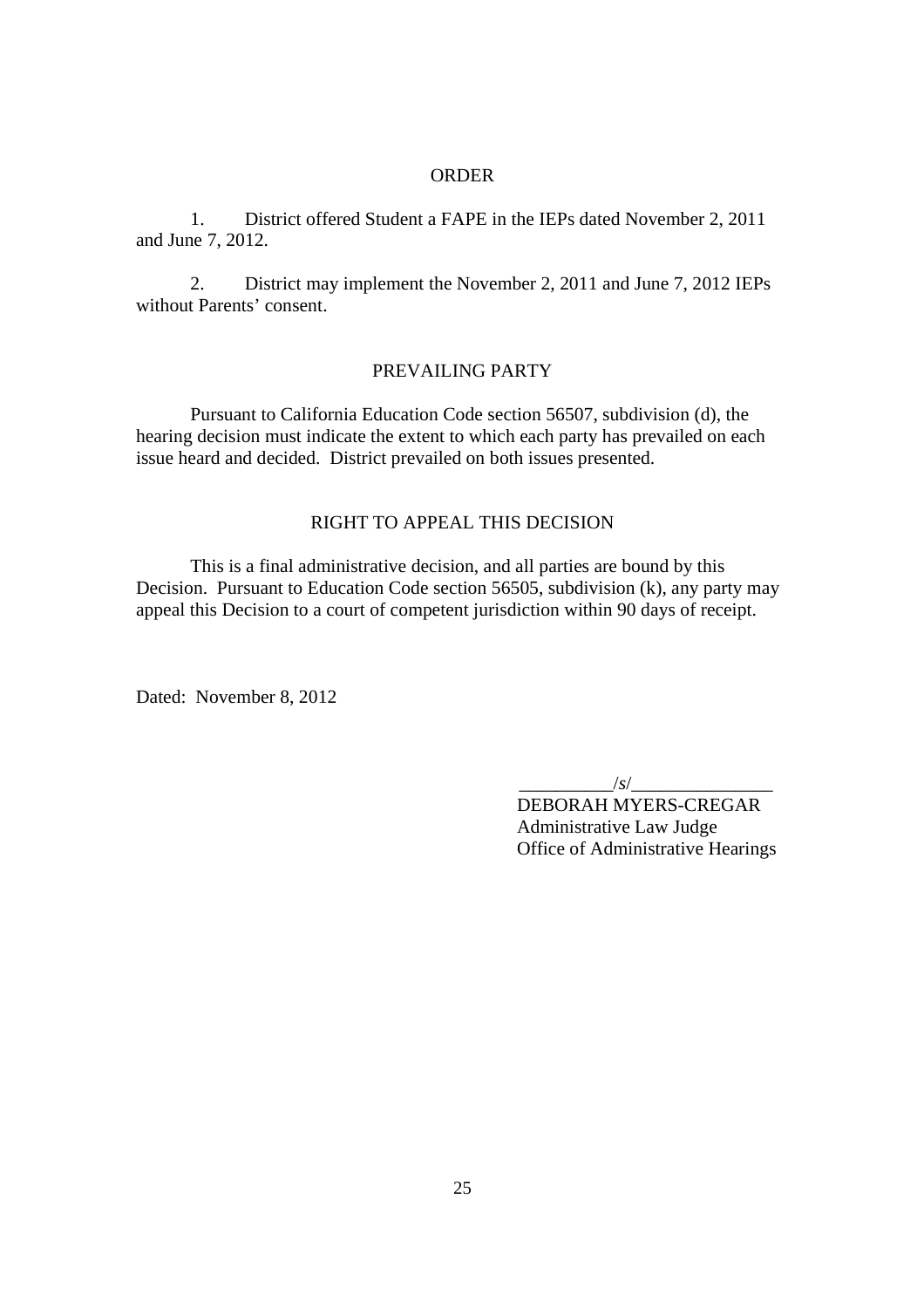## ORDER

1. District offered Student a FAPE in the IEPs dated November 2, 2011 and June 7, 2012.

2. District may implement the November 2, 2011 and June 7, 2012 IEPs without Parents' consent.

## PREVAILING PARTY

Pursuant to California Education Code section 56507, subdivision (d), the hearing decision must indicate the extent to which each party has prevailed on each issue heard and decided. District prevailed on both issues presented.

## RIGHT TO APPEAL THIS DECISION

This is a final administrative decision, and all parties are bound by this Decision. Pursuant to Education Code section 56505, subdivision (k), any party may appeal this Decision to a court of competent jurisdiction within 90 days of receipt.

Dated: November 8, 2012

__________/s/_______________
DEBORAH MYERS-CREGAR
Administrative Law Judge
Office of Administrative Hearings